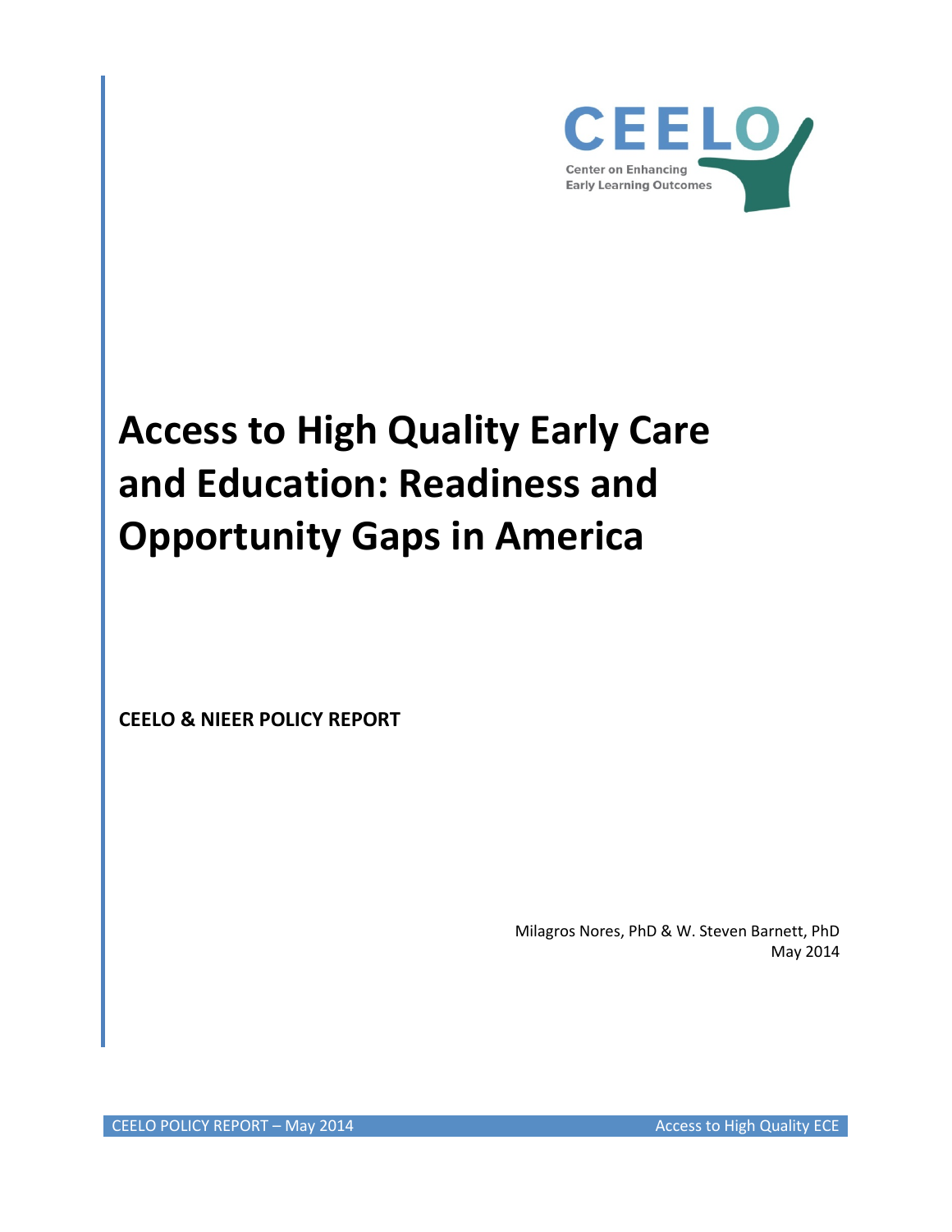CEELO

Center on Enhancing Early Learning Outcomes

# Access to High Quality Early Care and Education: Readiness and Opportunity Gaps in America

**CEELO & NIEER POLICY REPORT**

Milagros Nores, PhD & W. Steven Barnett, PhD
May 2014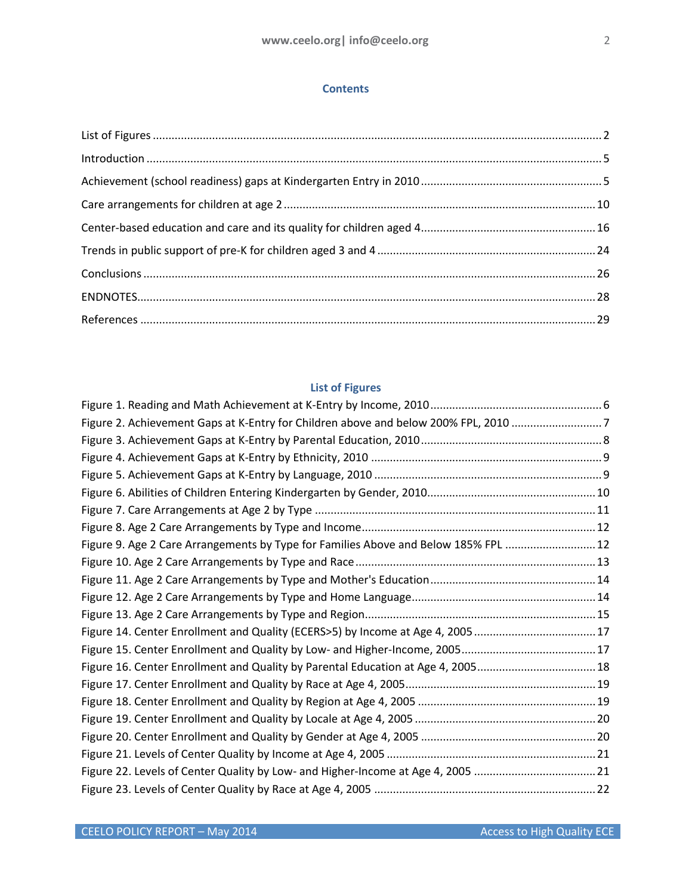## Contents

List of Figures .......... 2

Introduction .......... 5

Achievement (school readiness) gaps at Kindergarten Entry in 2010 .......... 5

Care arrangements for children at age 2 .......... 10

Center-based education and care and its quality for children aged 4 .......... 16

Trends in public support of pre-K for children aged 3 and 4 .......... 24

Conclusions .......... 26

ENDNOTES .......... 28

References .......... 29

## List of Figures

Figure 1. Reading and Math Achievement at K-Entry by Income, 2010 .......... 6

Figure 2. Achievement Gaps at K-Entry for Children above and below 200% FPL, 2010 .......... 7

Figure 3. Achievement Gaps at K-Entry by Parental Education, 2010 .......... 8

Figure 4. Achievement Gaps at K-Entry by Ethnicity, 2010 .......... 9

Figure 5. Achievement Gaps at K-Entry by Language, 2010 .......... 9

Figure 6. Abilities of Children Entering Kindergarten by Gender, 2010 .......... 10

Figure 7. Care Arrangements at Age 2 by Type .......... 11

Figure 8. Age 2 Care Arrangements by Type and Income .......... 12

Figure 9. Age 2 Care Arrangements by Type for Families Above and Below 185% FPL .......... 12

Figure 10. Age 2 Care Arrangements by Type and Race .......... 13

Figure 11. Age 2 Care Arrangements by Type and Mother's Education .......... 14

Figure 12. Age 2 Care Arrangements by Type and Home Language .......... 14

Figure 13. Age 2 Care Arrangements by Type and Region .......... 15

Figure 14. Center Enrollment and Quality (ECERS>5) by Income at Age 4, 2005 .......... 17

Figure 15. Center Enrollment and Quality by Low- and Higher-Income, 2005 .......... 17

Figure 16. Center Enrollment and Quality by Parental Education at Age 4, 2005 .......... 18

Figure 17. Center Enrollment and Quality by Race at Age 4, 2005 .......... 19

Figure 18. Center Enrollment and Quality by Region at Age 4, 2005 .......... 19

Figure 19. Center Enrollment and Quality by Locale at Age 4, 2005 .......... 20

Figure 20. Center Enrollment and Quality by Gender at Age 4, 2005 .......... 20

Figure 21. Levels of Center Quality by Income at Age 4, 2005 .......... 21

Figure 22. Levels of Center Quality by Low- and Higher-Income at Age 4, 2005 .......... 21

Figure 23. Levels of Center Quality by Race at Age 4, 2005 .......... 22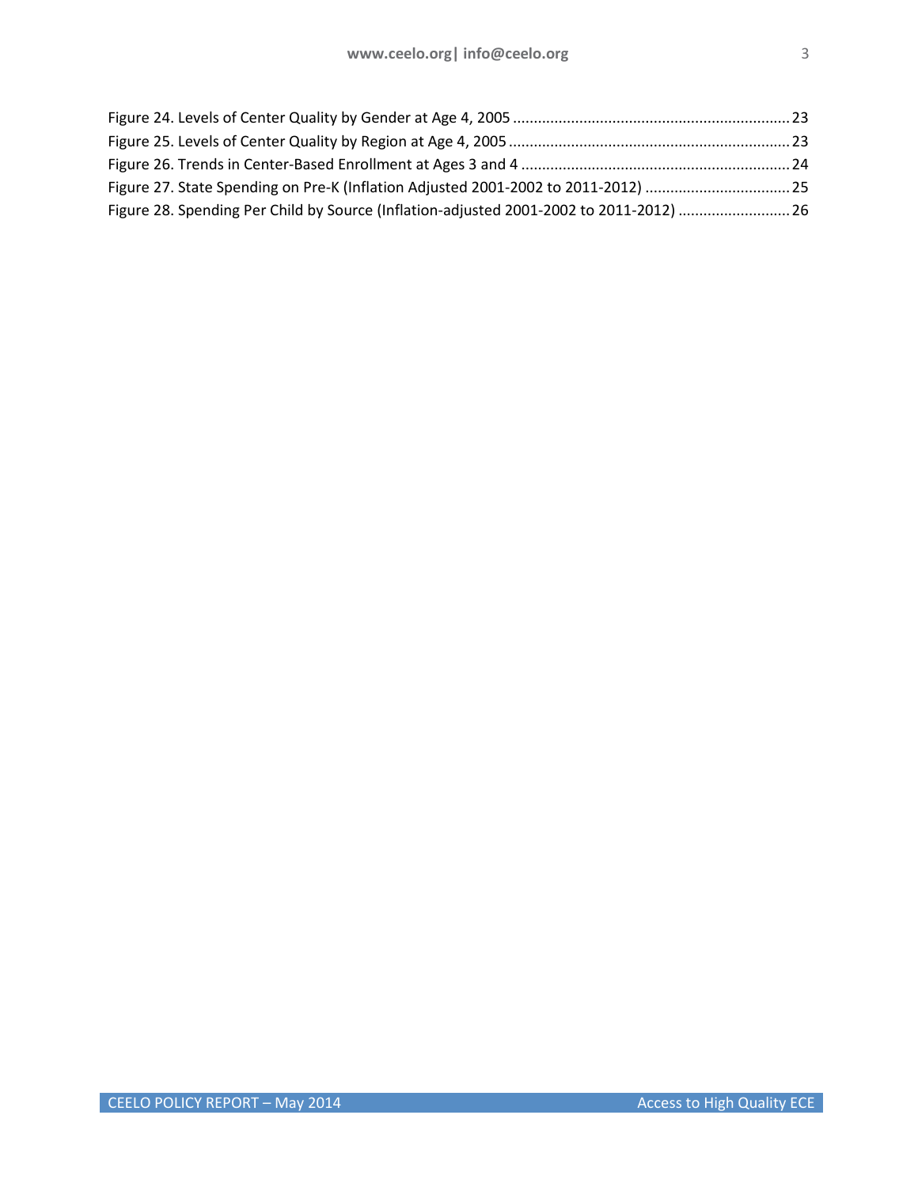Figure 24. Levels of Center Quality by Gender at Age 4, 2005 .......... 23
Figure 25. Levels of Center Quality by Region at Age 4, 2005 .......... 23
Figure 26. Trends in Center-Based Enrollment at Ages 3 and 4 .......... 24
Figure 27. State Spending on Pre-K (Inflation Adjusted 2001-2002 to 2011-2012) .......... 25
Figure 28. Spending Per Child by Source (Inflation-adjusted 2001-2002 to 2011-2012) .......... 26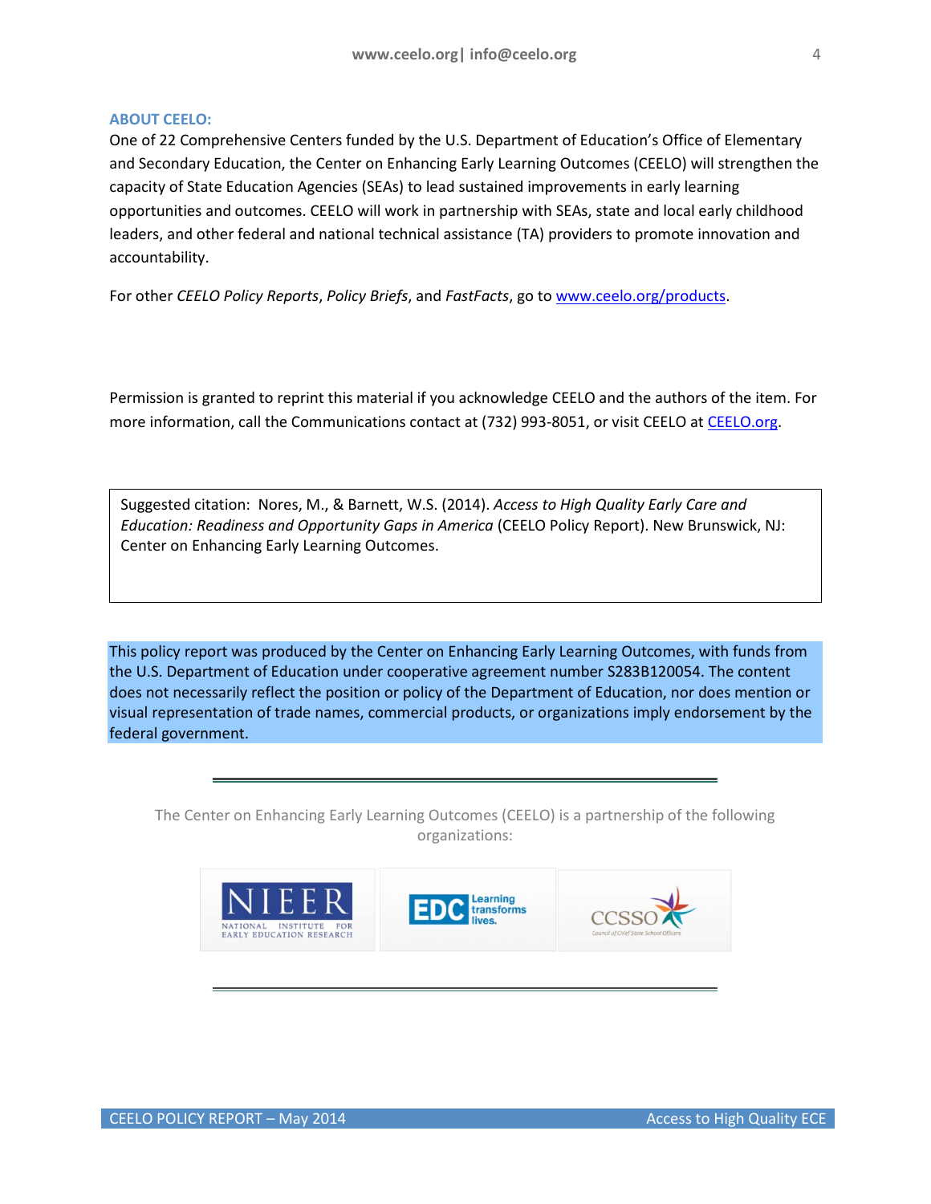## ABOUT CEELO:

One of 22 Comprehensive Centers funded by the U.S. Department of Education's Office of Elementary and Secondary Education, the Center on Enhancing Early Learning Outcomes (CEELO) will strengthen the capacity of State Education Agencies (SEAs) to lead sustained improvements in early learning opportunities and outcomes. CEELO will work in partnership with SEAs, state and local early childhood leaders, and other federal and national technical assistance (TA) providers to promote innovation and accountability.

For other *CEELO Policy Reports*, *Policy Briefs*, and *FastFacts*, go to [www.ceelo.org/products](www.ceelo.org/products).

Permission is granted to reprint this material if you acknowledge CEELO and the authors of the item. For more information, call the Communications contact at (732) 993-8051, or visit CEELO at [CEELO.org](CEELO.org).

Suggested citation: Nores, M., & Barnett, W.S. (2014). *Access to High Quality Early Care and Education: Readiness and Opportunity Gaps in America* (CEELO Policy Report). New Brunswick, NJ: Center on Enhancing Early Learning Outcomes.

This policy report was produced by the Center on Enhancing Early Learning Outcomes, with funds from the U.S. Department of Education under cooperative agreement number S283B120054. The content does not necessarily reflect the position or policy of the Department of Education, nor does mention or visual representation of trade names, commercial products, or organizations imply endorsement by the federal government.

---

The Center on Enhancing Early Learning Outcomes (CEELO) is a partnership of the following organizations:

NIEER – National Institute for Early Education Research | EDC – Learning transforms lives. | CCSSO – Council of Chief State School Officers

---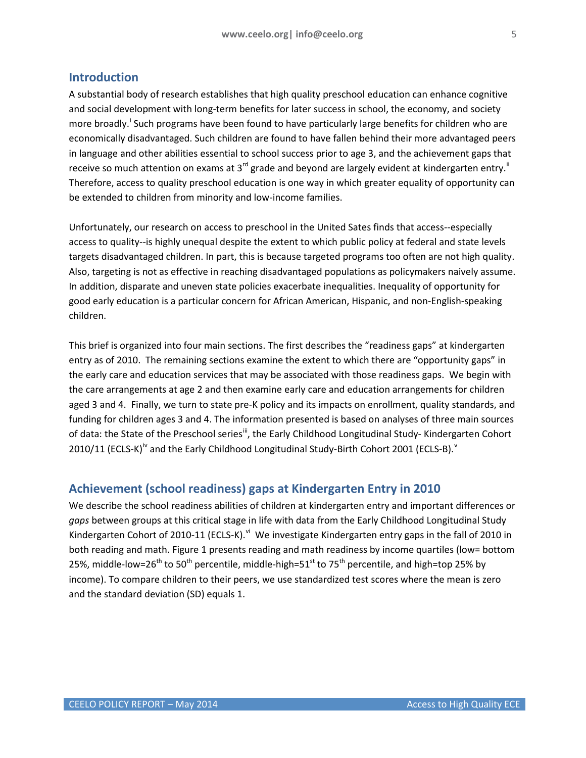## Introduction

A substantial body of research establishes that high quality preschool education can enhance cognitive and social development with long-term benefits for later success in school, the economy, and society more broadly.[i] Such programs have been found to have particularly large benefits for children who are economically disadvantaged. Such children are found to have fallen behind their more advantaged peers in language and other abilities essential to school success prior to age 3, and the achievement gaps that receive so much attention on exams at 3rd grade and beyond are largely evident at kindergarten entry.[ii] Therefore, access to quality preschool education is one way in which greater equality of opportunity can be extended to children from minority and low-income families.

Unfortunately, our research on access to preschool in the United Sates finds that access--especially access to quality--is highly unequal despite the extent to which public policy at federal and state levels targets disadvantaged children. In part, this is because targeted programs too often are not high quality. Also, targeting is not as effective in reaching disadvantaged populations as policymakers naively assume. In addition, disparate and uneven state policies exacerbate inequalities. Inequality of opportunity for good early education is a particular concern for African American, Hispanic, and non-English-speaking children.

This brief is organized into four main sections. The first describes the "readiness gaps" at kindergarten entry as of 2010. The remaining sections examine the extent to which there are "opportunity gaps" in the early care and education services that may be associated with those readiness gaps. We begin with the care arrangements at age 2 and then examine early care and education arrangements for children aged 3 and 4. Finally, we turn to state pre-K policy and its impacts on enrollment, quality standards, and funding for children ages 3 and 4. The information presented is based on analyses of three main sources of data: the State of the Preschool series[iii], the Early Childhood Longitudinal Study- Kindergarten Cohort 2010/11 (ECLS-K)[iv] and the Early Childhood Longitudinal Study-Birth Cohort 2001 (ECLS-B).[v]

## Achievement (school readiness) gaps at Kindergarten Entry in 2010

We describe the school readiness abilities of children at kindergarten entry and important differences or *gaps* between groups at this critical stage in life with data from the Early Childhood Longitudinal Study Kindergarten Cohort of 2010-11 (ECLS-K).[vi] We investigate Kindergarten entry gaps in the fall of 2010 in both reading and math. Figure 1 presents reading and math readiness by income quartiles (low= bottom 25%, middle-low=26th to 50th percentile, middle-high=51st to 75th percentile, and high=top 25% by income). To compare children to their peers, we use standardized test scores where the mean is zero and the standard deviation (SD) equals 1.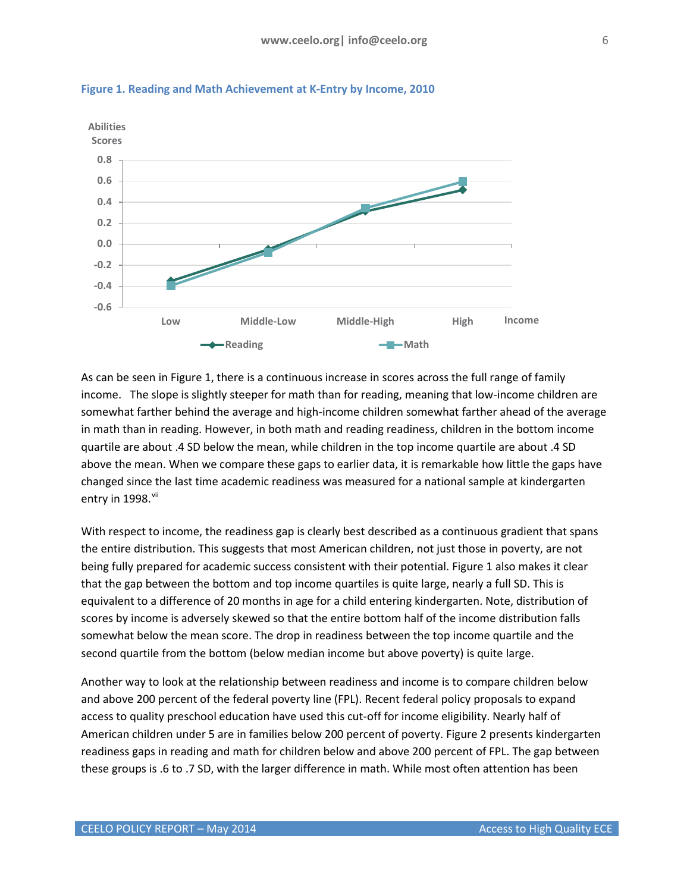**Figure 1. Reading and Math Achievement at K-Entry by Income, 2010**

As can be seen in Figure 1, there is a continuous increase in scores across the full range of family income. The slope is slightly steeper for math than for reading, meaning that low-income children are somewhat farther behind the average and high-income children somewhat farther ahead of the average in math than in reading. However, in both math and reading readiness, children in the bottom income quartile are about .4 SD below the mean, while children in the top income quartile are about .4 SD above the mean. When we compare these gaps to earlier data, it is remarkable how little the gaps have changed since the last time academic readiness was measured for a national sample at kindergarten entry in 1998.[vii]

With respect to income, the readiness gap is clearly best described as a continuous gradient that spans the entire distribution. This suggests that most American children, not just those in poverty, are not being fully prepared for academic success consistent with their potential. Figure 1 also makes it clear that the gap between the bottom and top income quartiles is quite large, nearly a full SD. This is equivalent to a difference of 20 months in age for a child entering kindergarten. Note, distribution of scores by income is adversely skewed so that the entire bottom half of the income distribution falls somewhat below the mean score. The drop in readiness between the top income quartile and the second quartile from the bottom (below median income but above poverty) is quite large.

Another way to look at the relationship between readiness and income is to compare children below and above 200 percent of the federal poverty line (FPL). Recent federal policy proposals to expand access to quality preschool education have used this cut-off for income eligibility. Nearly half of American children under 5 are in families below 200 percent of poverty. Figure 2 presents kindergarten readiness gaps in reading and math for children below and above 200 percent of FPL. The gap between these groups is .6 to .7 SD, with the larger difference in math. While most often attention has been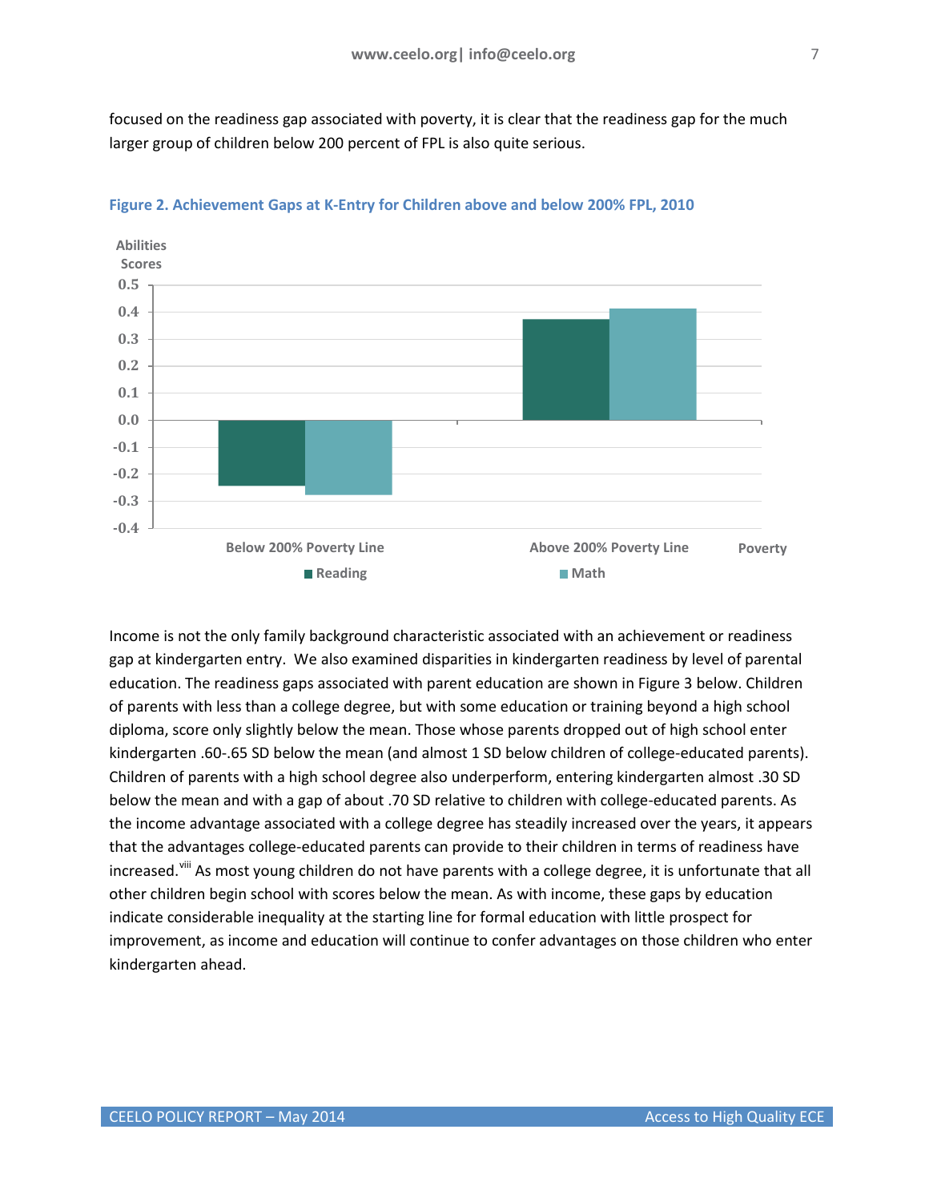focused on the readiness gap associated with poverty, it is clear that the readiness gap for the much larger group of children below 200 percent of FPL is also quite serious.

**Figure 2. Achievement Gaps at K-Entry for Children above and below 200% FPL, 2010**

Income is not the only family background characteristic associated with an achievement or readiness gap at kindergarten entry. We also examined disparities in kindergarten readiness by level of parental education. The readiness gaps associated with parent education are shown in Figure 3 below. Children of parents with less than a college degree, but with some education or training beyond a high school diploma, score only slightly below the mean. Those whose parents dropped out of high school enter kindergarten .60-.65 SD below the mean (and almost 1 SD below children of college-educated parents). Children of parents with a high school degree also underperform, entering kindergarten almost .30 SD below the mean and with a gap of about .70 SD relative to children with college-educated parents. As the income advantage associated with a college degree has steadily increased over the years, it appears that the advantages college-educated parents can provide to their children in terms of readiness have increased.[viii] As most young children do not have parents with a college degree, it is unfortunate that all other children begin school with scores below the mean. As with income, these gaps by education indicate considerable inequality at the starting line for formal education with little prospect for improvement, as income and education will continue to confer advantages on those children who enter kindergarten ahead.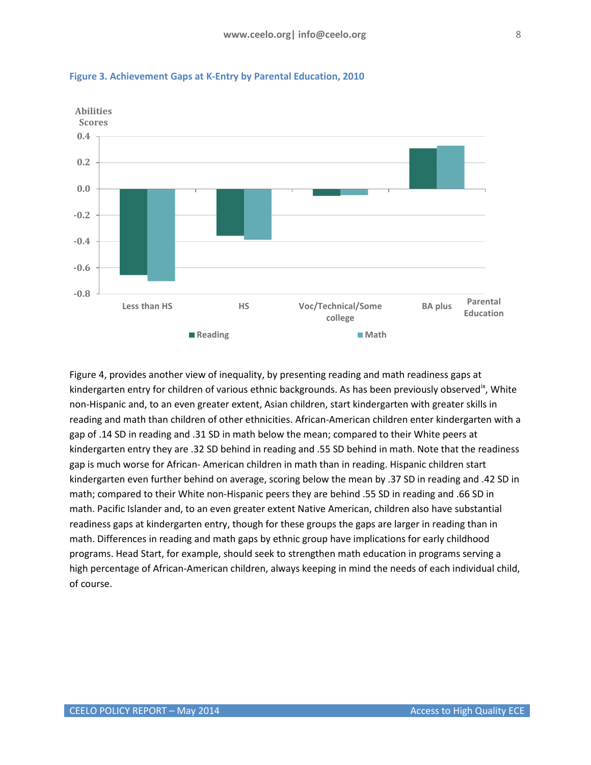**Figure 3. Achievement Gaps at K-Entry by Parental Education, 2010**

Figure 4, provides another view of inequality, by presenting reading and math readiness gaps at kindergarten entry for children of various ethnic backgrounds. As has been previously observed[ix], White non-Hispanic and, to an even greater extent, Asian children, start kindergarten with greater skills in reading and math than children of other ethnicities. African-American children enter kindergarten with a gap of .14 SD in reading and .31 SD in math below the mean; compared to their White peers at kindergarten entry they are .32 SD behind in reading and .55 SD behind in math. Note that the readiness gap is much worse for African- American children in math than in reading. Hispanic children start kindergarten even further behind on average, scoring below the mean by .37 SD in reading and .42 SD in math; compared to their White non-Hispanic peers they are behind .55 SD in reading and .66 SD in math. Pacific Islander and, to an even greater extent Native American, children also have substantial readiness gaps at kindergarten entry, though for these groups the gaps are larger in reading than in math. Differences in reading and math gaps by ethnic group have implications for early childhood programs. Head Start, for example, should seek to strengthen math education in programs serving a high percentage of African-American children, always keeping in mind the needs of each individual child, of course.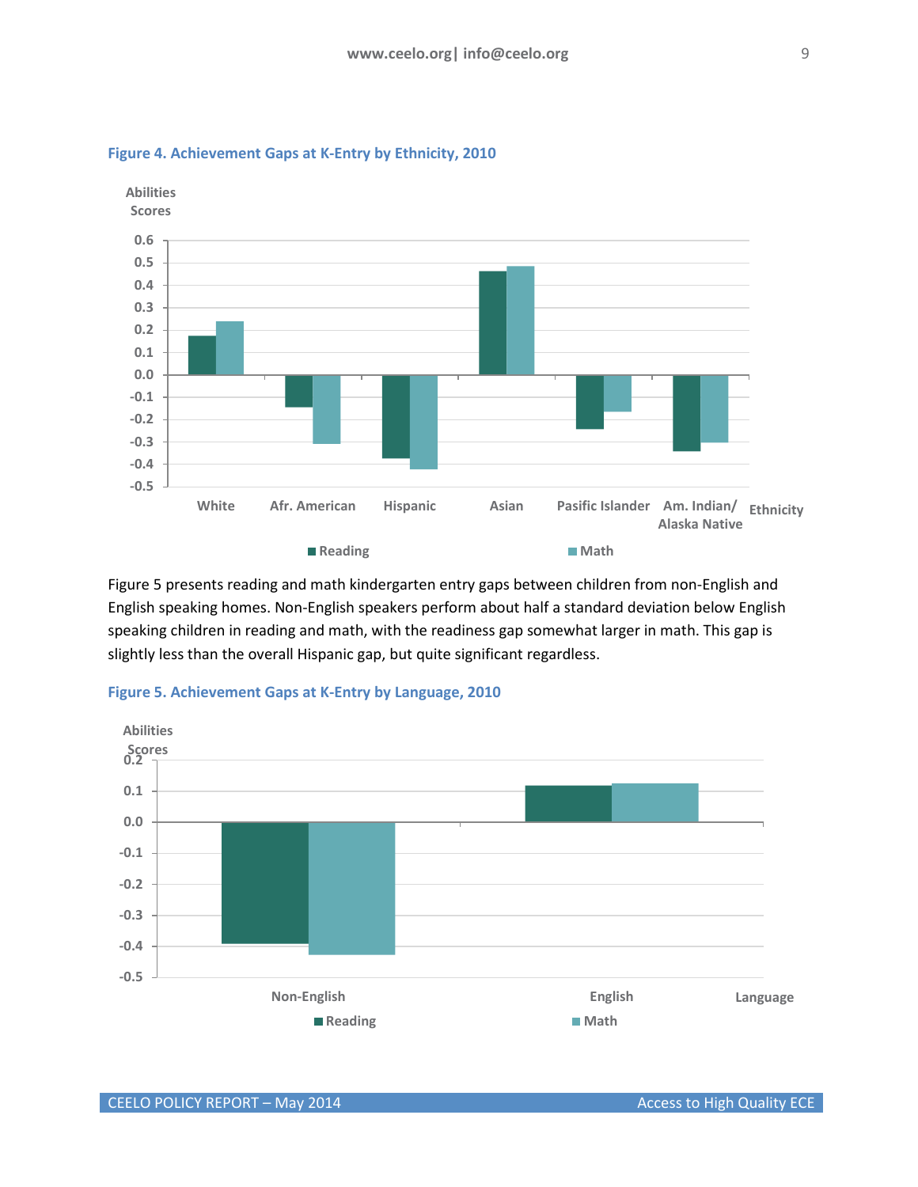**Figure 4. Achievement Gaps at K-Entry by Ethnicity, 2010**

Figure 5 presents reading and math kindergarten entry gaps between children from non-English and English speaking homes. Non-English speakers perform about half a standard deviation below English speaking children in reading and math, with the readiness gap somewhat larger in math. This gap is slightly less than the overall Hispanic gap, but quite significant regardless.

**Figure 5. Achievement Gaps at K-Entry by Language, 2010**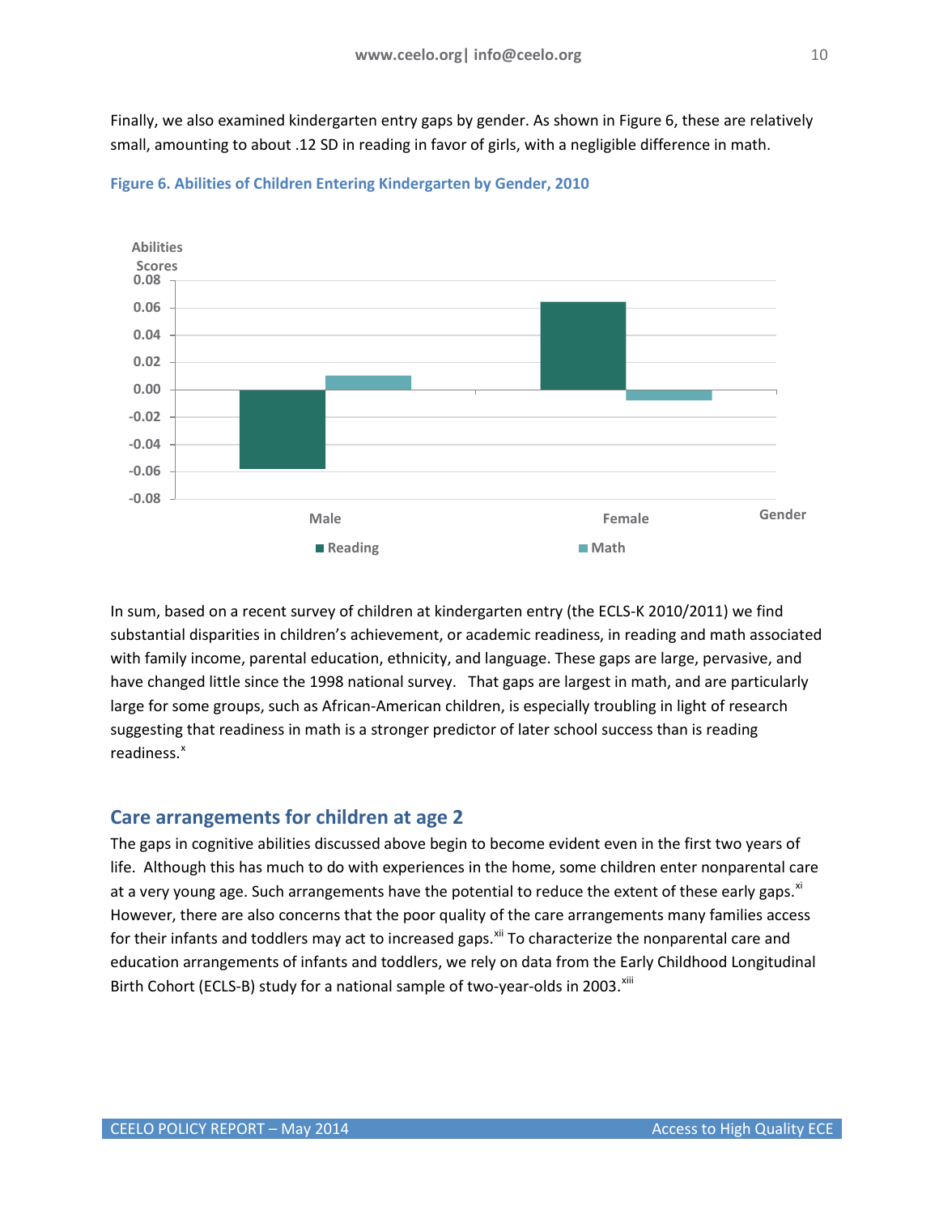Finally, we also examined kindergarten entry gaps by gender. As shown in Figure 6, these are relatively small, amounting to about .12 SD in reading in favor of girls, with a negligible difference in math.

**Figure 6. Abilities of Children Entering Kindergarten by Gender, 2010**

In sum, based on a recent survey of children at kindergarten entry (the ECLS-K 2010/2011) we find substantial disparities in children's achievement, or academic readiness, in reading and math associated with family income, parental education, ethnicity, and language. These gaps are large, pervasive, and have changed little since the 1998 national survey. That gaps are largest in math, and are particularly large for some groups, such as African-American children, is especially troubling in light of research suggesting that readiness in math is a stronger predictor of later school success than is reading readiness.[x]

## Care arrangements for children at age 2

The gaps in cognitive abilities discussed above begin to become evident even in the first two years of life. Although this has much to do with experiences in the home, some children enter nonparental care at a very young age. Such arrangements have the potential to reduce the extent of these early gaps.[xi] However, there are also concerns that the poor quality of the care arrangements many families access for their infants and toddlers may act to increased gaps.[xii] To characterize the nonparental care and education arrangements of infants and toddlers, we rely on data from the Early Childhood Longitudinal Birth Cohort (ECLS-B) study for a national sample of two-year-olds in 2003.[xiii]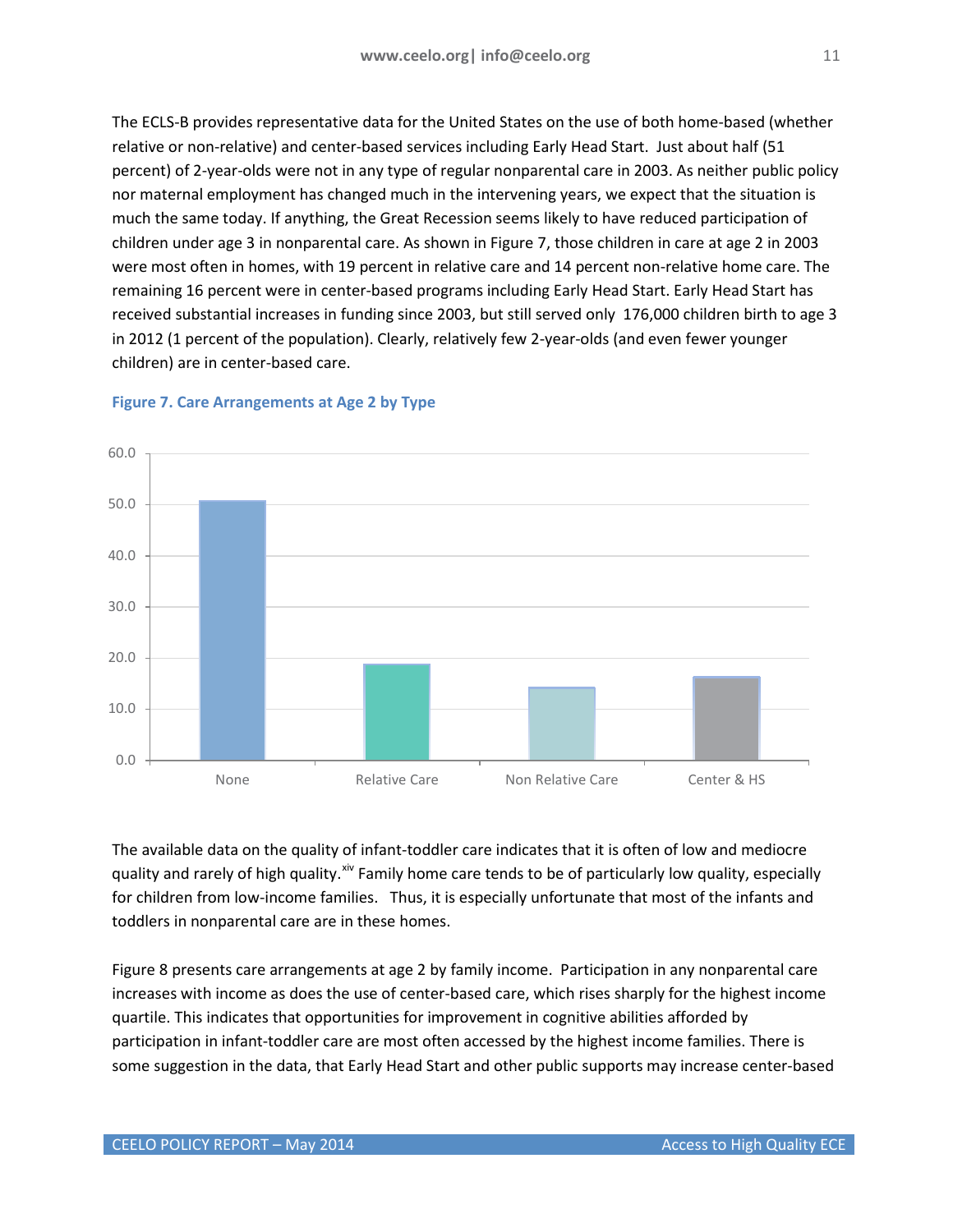The ECLS-B provides representative data for the United States on the use of both home-based (whether relative or non-relative) and center-based services including Early Head Start. Just about half (51 percent) of 2-year-olds were not in any type of regular nonparental care in 2003. As neither public policy nor maternal employment has changed much in the intervening years, we expect that the situation is much the same today. If anything, the Great Recession seems likely to have reduced participation of children under age 3 in nonparental care. As shown in Figure 7, those children in care at age 2 in 2003 were most often in homes, with 19 percent in relative care and 14 percent non-relative home care. The remaining 16 percent were in center-based programs including Early Head Start. Early Head Start has received substantial increases in funding since 2003, but still served only 176,000 children birth to age 3 in 2012 (1 percent of the population). Clearly, relatively few 2-year-olds (and even fewer younger children) are in center-based care.

**Figure 7. Care Arrangements at Age 2 by Type**

The available data on the quality of infant-toddler care indicates that it is often of low and mediocre quality and rarely of high quality.[xiv] Family home care tends to be of particularly low quality, especially for children from low-income families. Thus, it is especially unfortunate that most of the infants and toddlers in nonparental care are in these homes.

Figure 8 presents care arrangements at age 2 by family income. Participation in any nonparental care increases with income as does the use of center-based care, which rises sharply for the highest income quartile. This indicates that opportunities for improvement in cognitive abilities afforded by participation in infant-toddler care are most often accessed by the highest income families. There is some suggestion in the data, that Early Head Start and other public supports may increase center-based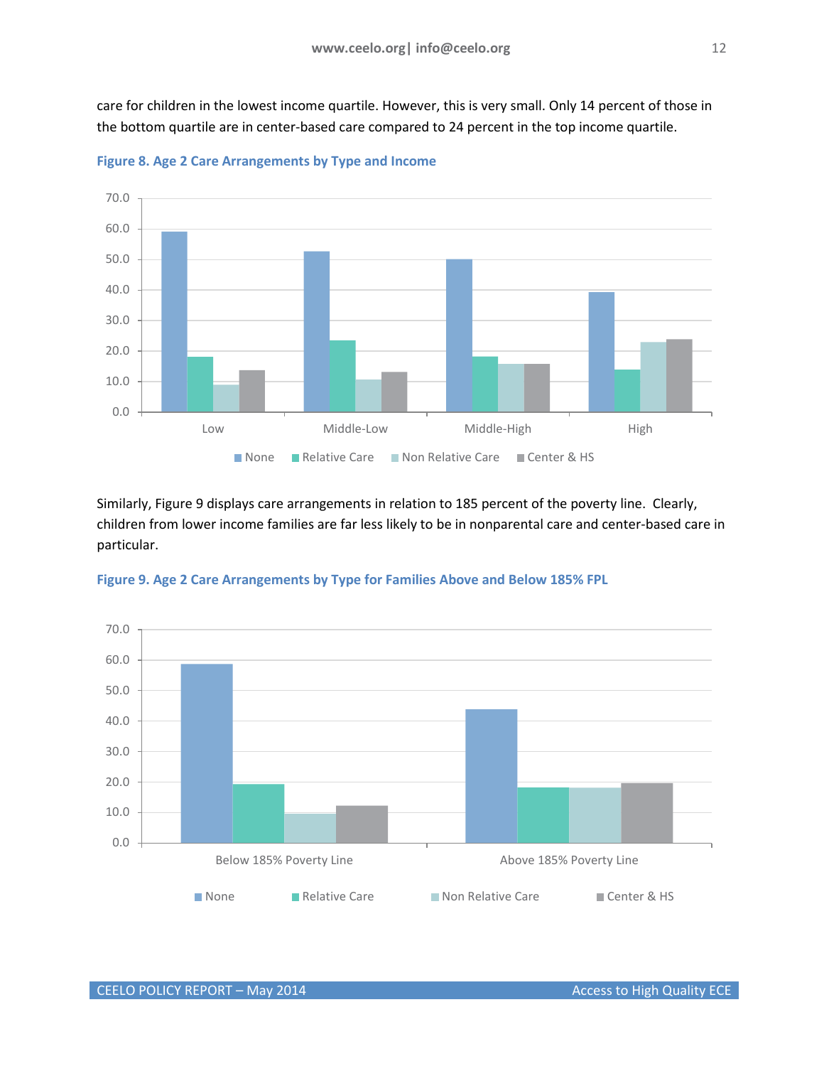care for children in the lowest income quartile. However, this is very small. Only 14 percent of those in the bottom quartile are in center-based care compared to 24 percent in the top income quartile.

**Figure 8. Age 2 Care Arrangements by Type and Income**

Similarly, Figure 9 displays care arrangements in relation to 185 percent of the poverty line. Clearly, children from lower income families are far less likely to be in nonparental care and center-based care in particular.

**Figure 9. Age 2 Care Arrangements by Type for Families Above and Below 185% FPL**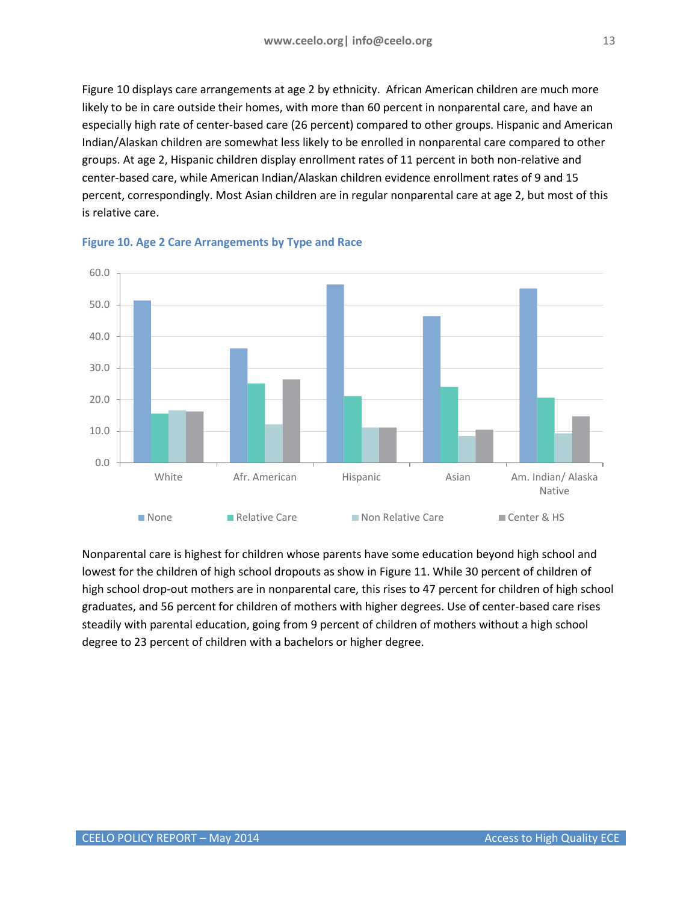Figure 10 displays care arrangements at age 2 by ethnicity. African American children are much more likely to be in care outside their homes, with more than 60 percent in nonparental care, and have an especially high rate of center-based care (26 percent) compared to other groups. Hispanic and American Indian/Alaskan children are somewhat less likely to be enrolled in nonparental care compared to other groups. At age 2, Hispanic children display enrollment rates of 11 percent in both non-relative and center-based care, while American Indian/Alaskan children evidence enrollment rates of 9 and 15 percent, correspondingly. Most Asian children are in regular nonparental care at age 2, but most of this is relative care.

**Figure 10. Age 2 Care Arrangements by Type and Race**

Nonparental care is highest for children whose parents have some education beyond high school and lowest for the children of high school dropouts as show in Figure 11. While 30 percent of children of high school drop-out mothers are in nonparental care, this rises to 47 percent for children of high school graduates, and 56 percent for children of mothers with higher degrees. Use of center-based care rises steadily with parental education, going from 9 percent of children of mothers without a high school degree to 23 percent of children with a bachelors or higher degree.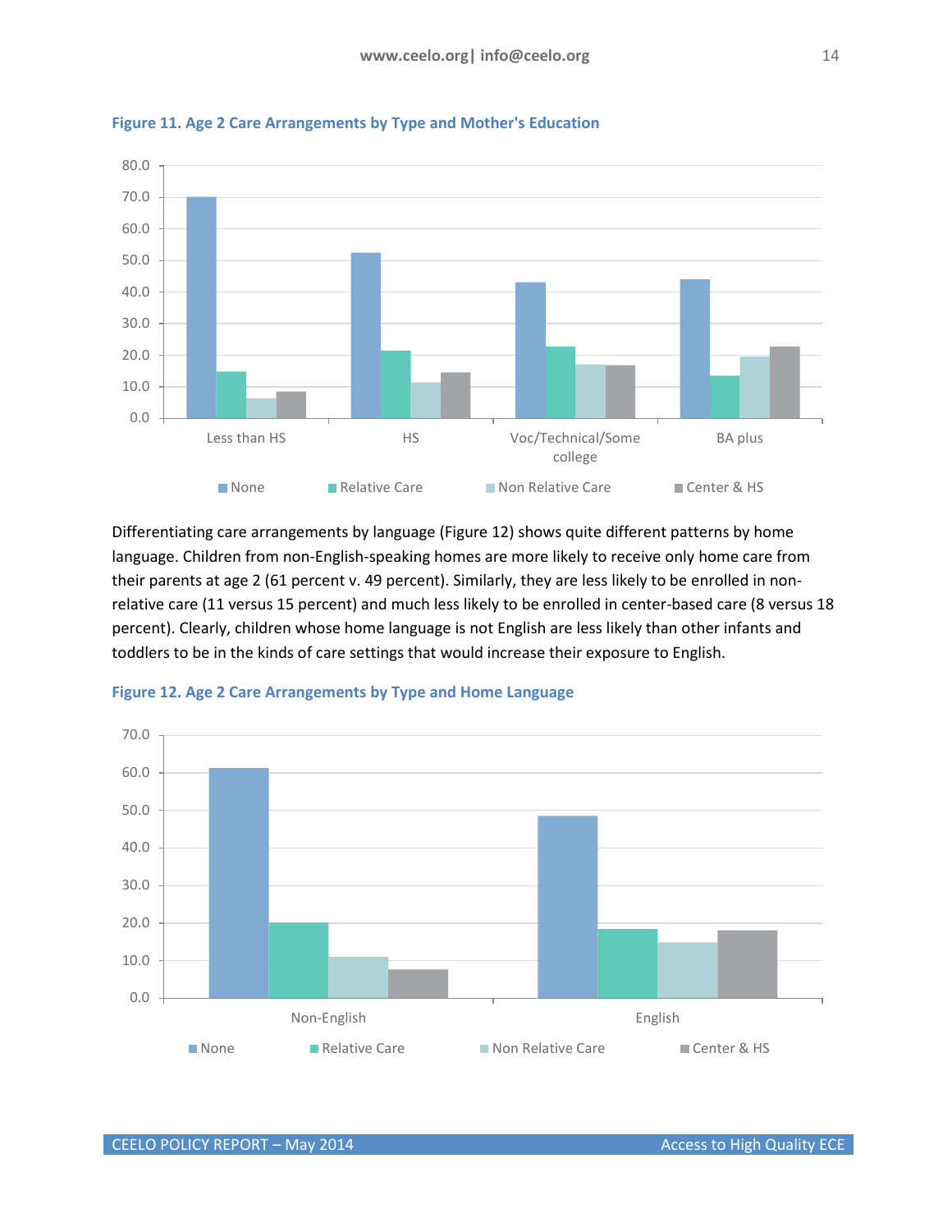**Figure 11. Age 2 Care Arrangements by Type and Mother's Education**

Differentiating care arrangements by language (Figure 12) shows quite different patterns by home language. Children from non-English-speaking homes are more likely to receive only home care from their parents at age 2 (61 percent v. 49 percent). Similarly, they are less likely to be enrolled in non-relative care (11 versus 15 percent) and much less likely to be enrolled in center-based care (8 versus 18 percent). Clearly, children whose home language is not English are less likely than other infants and toddlers to be in the kinds of care settings that would increase their exposure to English.

**Figure 12. Age 2 Care Arrangements by Type and Home Language**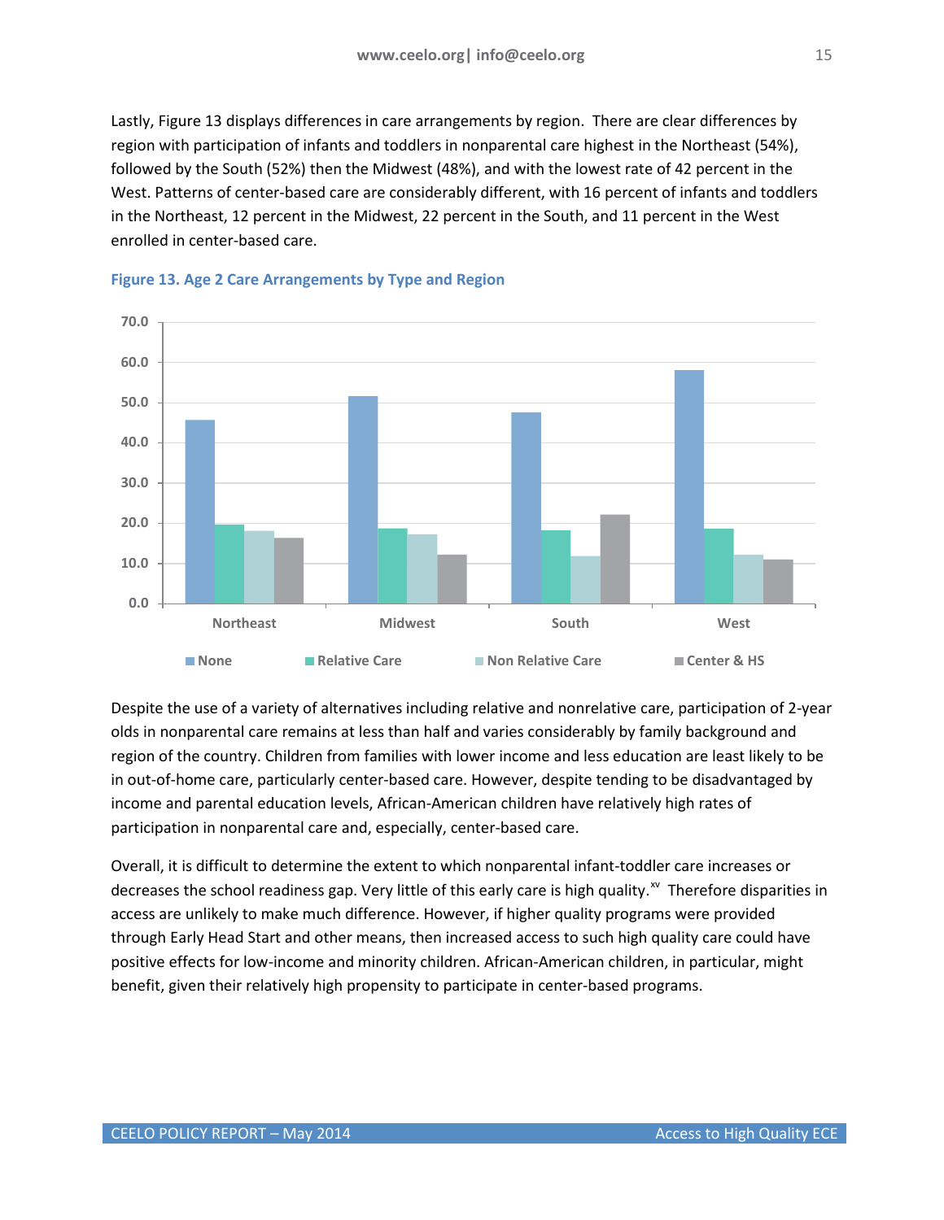Lastly, Figure 13 displays differences in care arrangements by region. There are clear differences by region with participation of infants and toddlers in nonparental care highest in the Northeast (54%), followed by the South (52%) then the Midwest (48%), and with the lowest rate of 42 percent in the West. Patterns of center-based care are considerably different, with 16 percent of infants and toddlers in the Northeast, 12 percent in the Midwest, 22 percent in the South, and 11 percent in the West enrolled in center-based care.

**Figure 13. Age 2 Care Arrangements by Type and Region**

Despite the use of a variety of alternatives including relative and nonrelative care, participation of 2-year olds in nonparental care remains at less than half and varies considerably by family background and region of the country. Children from families with lower income and less education are least likely to be in out-of-home care, particularly center-based care. However, despite tending to be disadvantaged by income and parental education levels, African-American children have relatively high rates of participation in nonparental care and, especially, center-based care.

Overall, it is difficult to determine the extent to which nonparental infant-toddler care increases or decreases the school readiness gap. Very little of this early care is high quality.[xv] Therefore disparities in access are unlikely to make much difference. However, if higher quality programs were provided through Early Head Start and other means, then increased access to such high quality care could have positive effects for low-income and minority children. African-American children, in particular, might benefit, given their relatively high propensity to participate in center-based programs.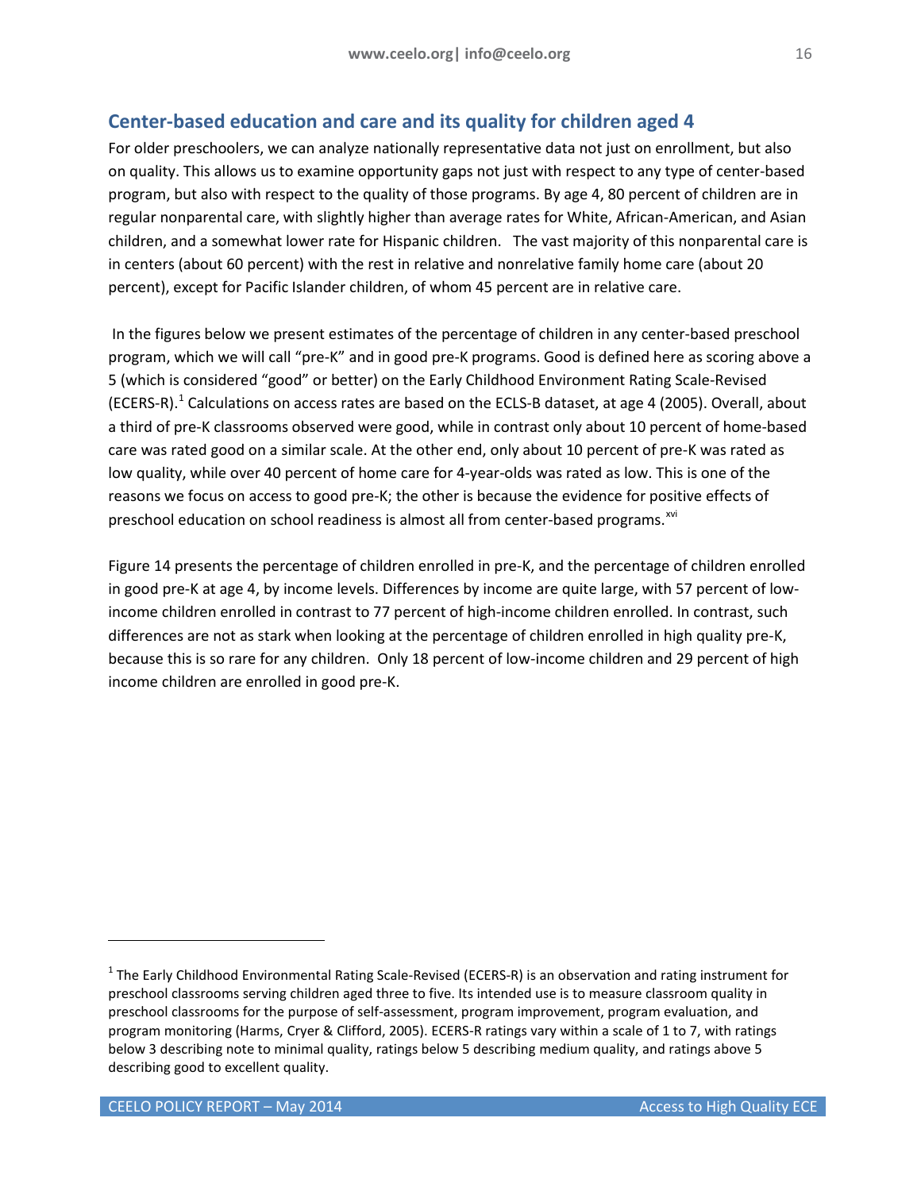## Center-based education and care and its quality for children aged 4

For older preschoolers, we can analyze nationally representative data not just on enrollment, but also on quality. This allows us to examine opportunity gaps not just with respect to any type of center-based program, but also with respect to the quality of those programs. By age 4, 80 percent of children are in regular nonparental care, with slightly higher than average rates for White, African-American, and Asian children, and a somewhat lower rate for Hispanic children. The vast majority of this nonparental care is in centers (about 60 percent) with the rest in relative and nonrelative family home care (about 20 percent), except for Pacific Islander children, of whom 45 percent are in relative care.

In the figures below we present estimates of the percentage of children in any center-based preschool program, which we will call "pre-K" and in good pre-K programs. Good is defined here as scoring above a 5 (which is considered "good" or better) on the Early Childhood Environment Rating Scale-Revised (ECERS-R).[1] Calculations on access rates are based on the ECLS-B dataset, at age 4 (2005). Overall, about a third of pre-K classrooms observed were good, while in contrast only about 10 percent of home-based care was rated good on a similar scale. At the other end, only about 10 percent of pre-K was rated as low quality, while over 40 percent of home care for 4-year-olds was rated as low. This is one of the reasons we focus on access to good pre-K; the other is because the evidence for positive effects of preschool education on school readiness is almost all from center-based programs.[xvi]

Figure 14 presents the percentage of children enrolled in pre-K, and the percentage of children enrolled in good pre-K at age 4, by income levels. Differences by income are quite large, with 57 percent of low-income children enrolled in contrast to 77 percent of high-income children enrolled. In contrast, such differences are not as stark when looking at the percentage of children enrolled in high quality pre-K, because this is so rare for any children. Only 18 percent of low-income children and 29 percent of high income children are enrolled in good pre-K.

---

[1] The Early Childhood Environmental Rating Scale-Revised (ECERS-R) is an observation and rating instrument for preschool classrooms serving children aged three to five. Its intended use is to measure classroom quality in preschool classrooms for the purpose of self-assessment, program improvement, program evaluation, and program monitoring (Harms, Cryer & Clifford, 2005). ECERS-R ratings vary within a scale of 1 to 7, with ratings below 3 describing note to minimal quality, ratings below 5 describing medium quality, and ratings above 5 describing good to excellent quality.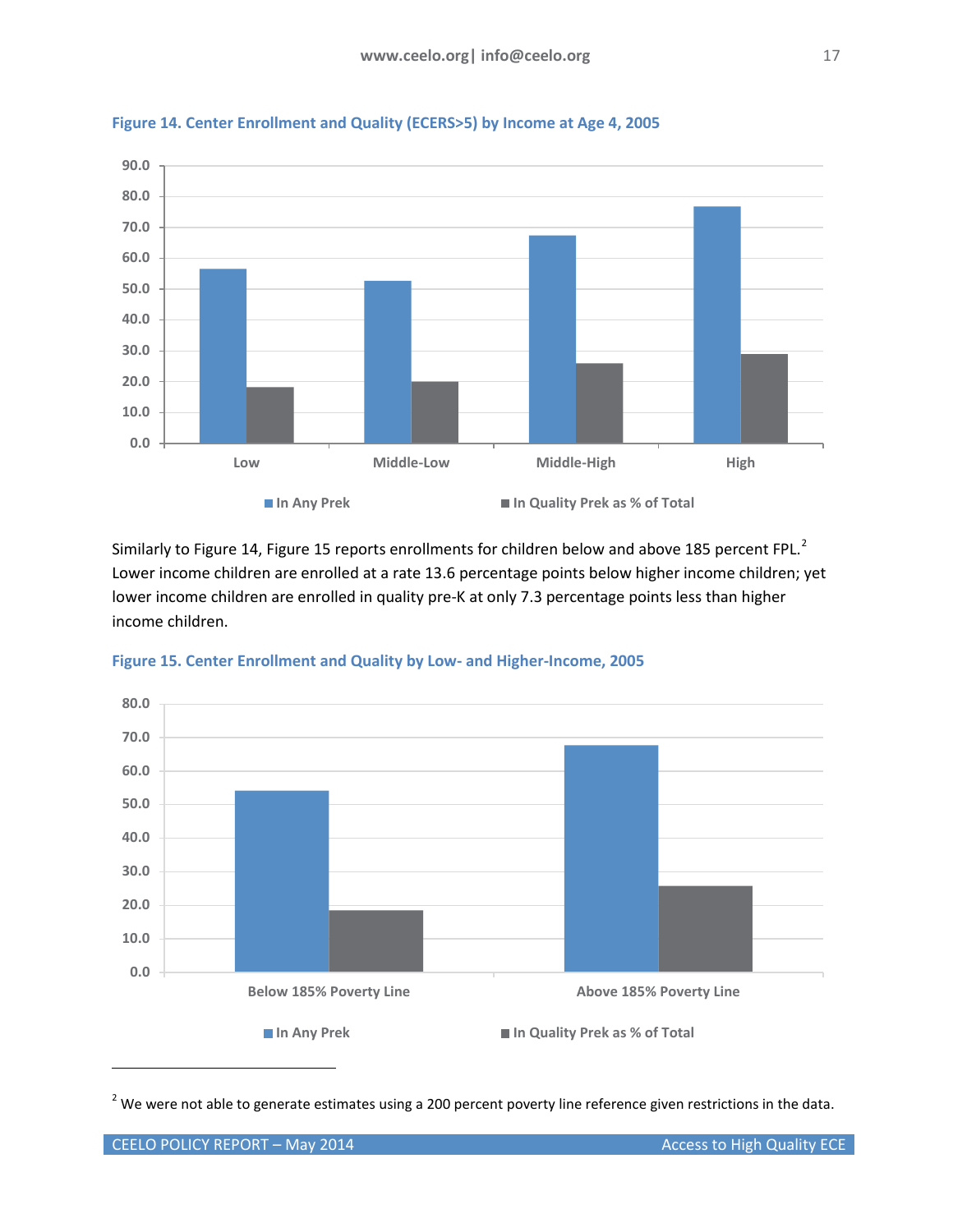**Figure 14. Center Enrollment and Quality (ECERS>5) by Income at Age 4, 2005**

Similarly to Figure 14, Figure 15 reports enrollments for children below and above 185 percent FPL.[2] Lower income children are enrolled at a rate 13.6 percentage points below higher income children; yet lower income children are enrolled in quality pre-K at only 7.3 percentage points less than higher income children.

**Figure 15. Center Enrollment and Quality by Low- and Higher-Income, 2005**

[2] We were not able to generate estimates using a 200 percent poverty line reference given restrictions in the data.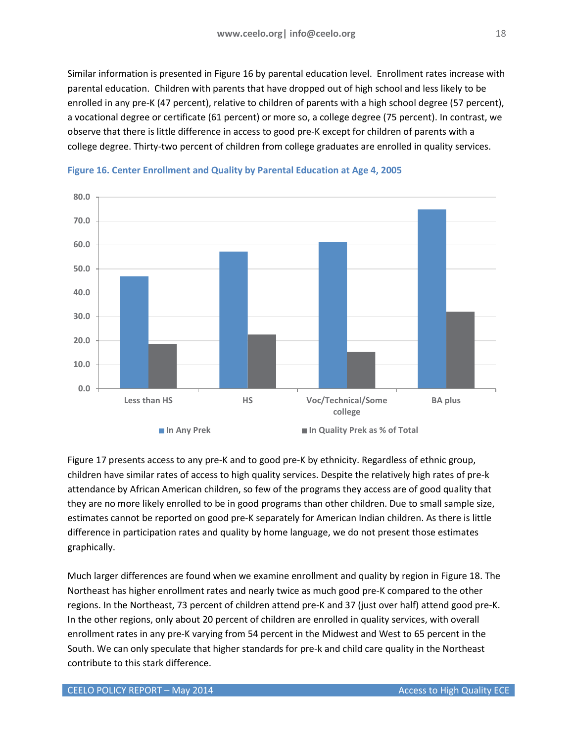Similar information is presented in Figure 16 by parental education level. Enrollment rates increase with parental education. Children with parents that have dropped out of high school and less likely to be enrolled in any pre-K (47 percent), relative to children of parents with a high school degree (57 percent), a vocational degree or certificate (61 percent) or more so, a college degree (75 percent). In contrast, we observe that there is little difference in access to good pre-K except for children of parents with a college degree. Thirty-two percent of children from college graduates are enrolled in quality services.

**Figure 16. Center Enrollment and Quality by Parental Education at Age 4, 2005**

Figure 17 presents access to any pre-K and to good pre-K by ethnicity. Regardless of ethnic group, children have similar rates of access to high quality services. Despite the relatively high rates of pre-k attendance by African American children, so few of the programs they access are of good quality that they are no more likely enrolled to be in good programs than other children. Due to small sample size, estimates cannot be reported on good pre-K separately for American Indian children. As there is little difference in participation rates and quality by home language, we do not present those estimates graphically.

Much larger differences are found when we examine enrollment and quality by region in Figure 18. The Northeast has higher enrollment rates and nearly twice as much good pre-K compared to the other regions. In the Northeast, 73 percent of children attend pre-K and 37 (just over half) attend good pre-K. In the other regions, only about 20 percent of children are enrolled in quality services, with overall enrollment rates in any pre-K varying from 54 percent in the Midwest and West to 65 percent in the South. We can only speculate that higher standards for pre-k and child care quality in the Northeast contribute to this stark difference.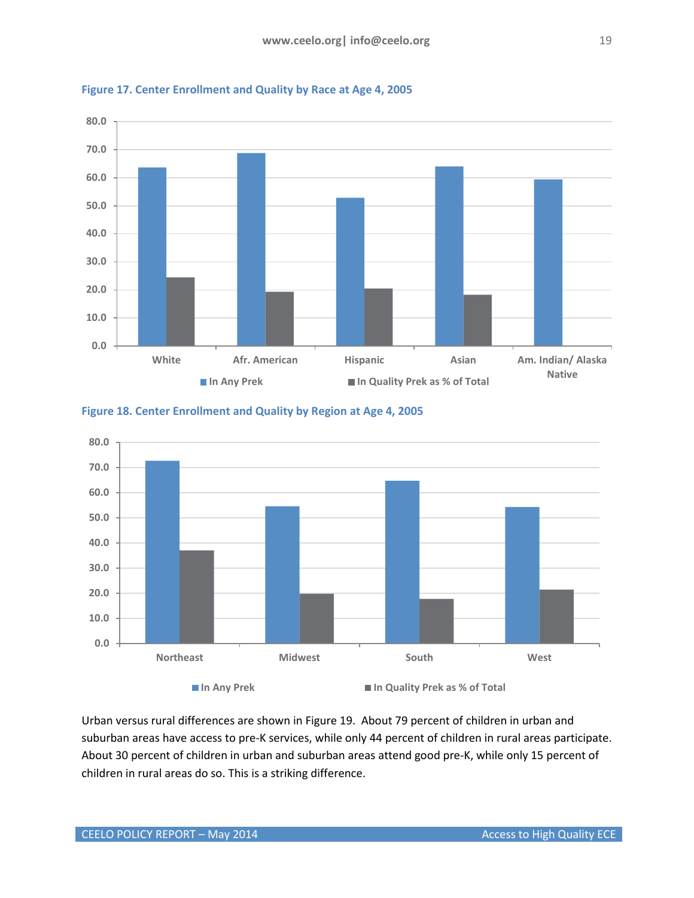**Figure 17. Center Enrollment and Quality by Race at Age 4, 2005**

**Figure 18. Center Enrollment and Quality by Region at Age 4, 2005**

Urban versus rural differences are shown in Figure 19. About 79 percent of children in urban and suburban areas have access to pre-K services, while only 44 percent of children in rural areas participate. About 30 percent of children in urban and suburban areas attend good pre-K, while only 15 percent of children in rural areas do so. This is a striking difference.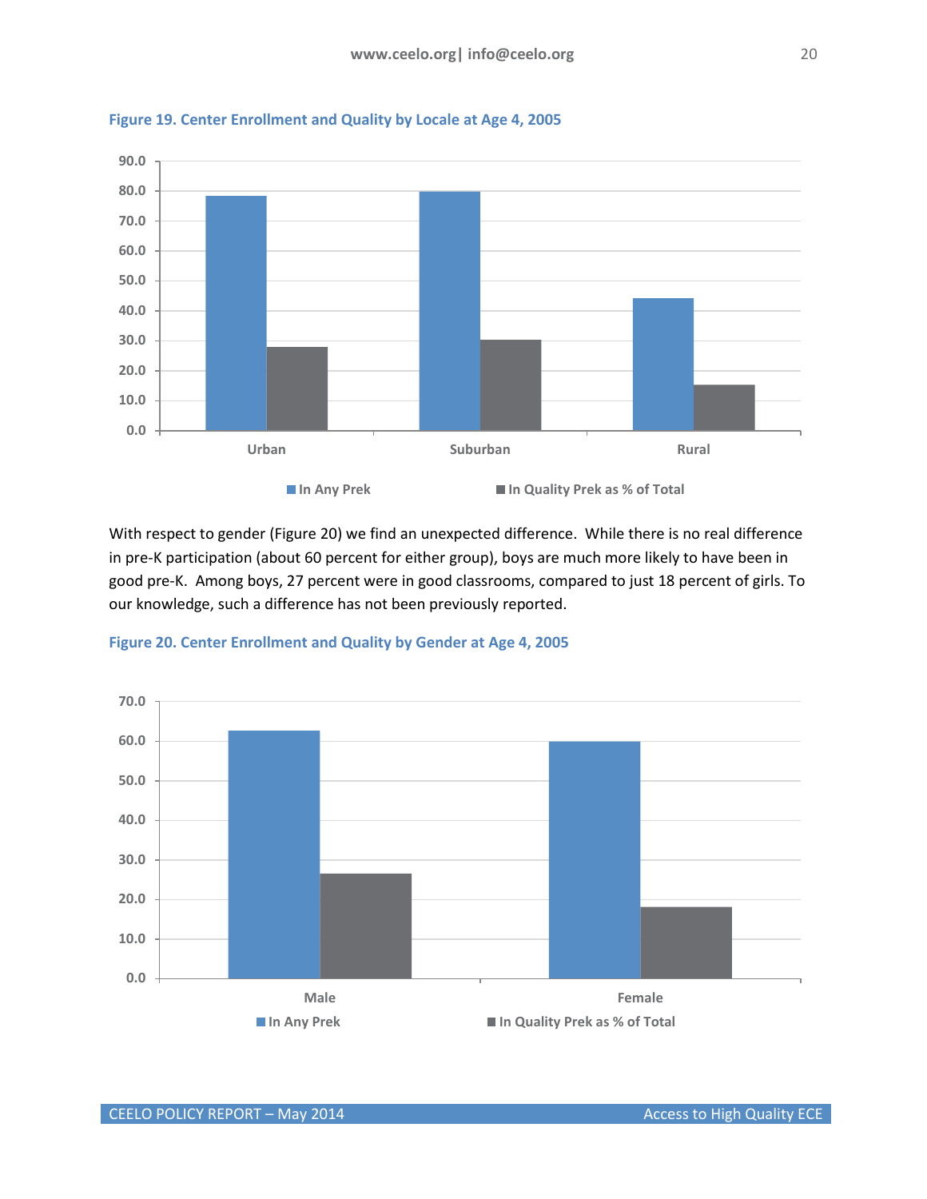**Figure 19. Center Enrollment and Quality by Locale at Age 4, 2005**

With respect to gender (Figure 20) we find an unexpected difference. While there is no real difference in pre-K participation (about 60 percent for either group), boys are much more likely to have been in good pre-K. Among boys, 27 percent were in good classrooms, compared to just 18 percent of girls. To our knowledge, such a difference has not been previously reported.

**Figure 20. Center Enrollment and Quality by Gender at Age 4, 2005**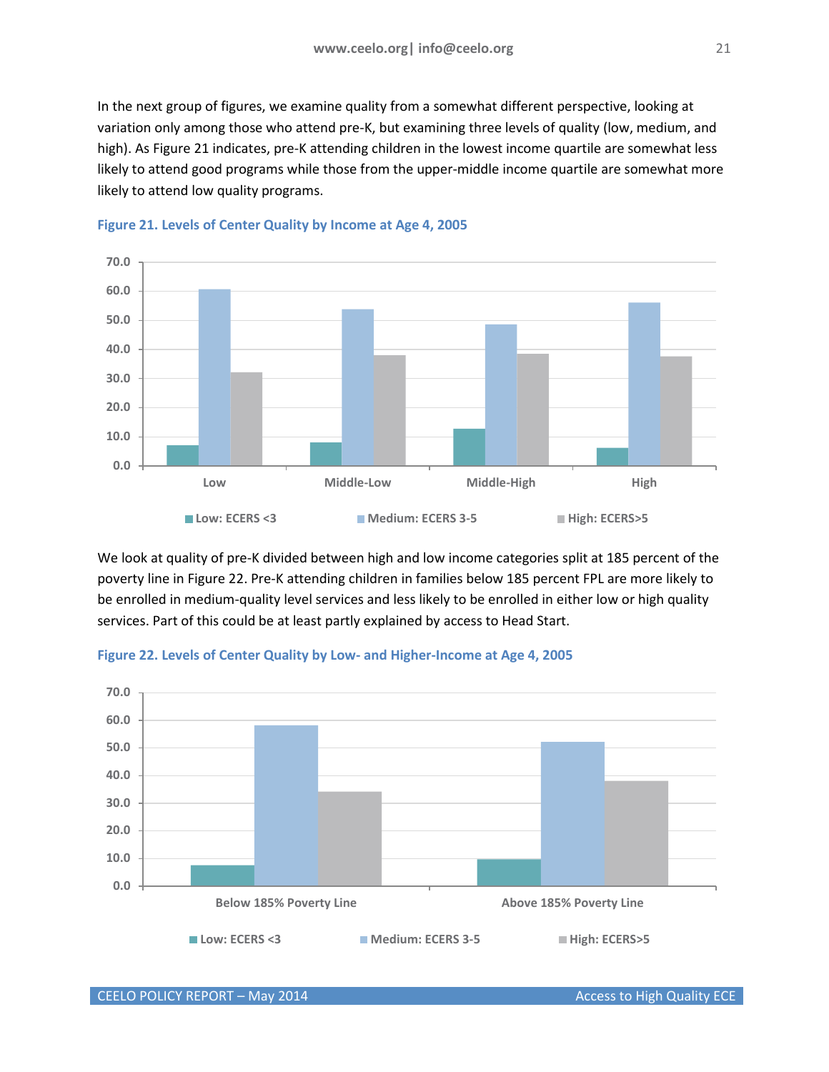In the next group of figures, we examine quality from a somewhat different perspective, looking at variation only among those who attend pre-K, but examining three levels of quality (low, medium, and high). As Figure 21 indicates, pre-K attending children in the lowest income quartile are somewhat less likely to attend good programs while those from the upper-middle income quartile are somewhat more likely to attend low quality programs.

**Figure 21. Levels of Center Quality by Income at Age 4, 2005**

We look at quality of pre-K divided between high and low income categories split at 185 percent of the poverty line in Figure 22. Pre-K attending children in families below 185 percent FPL are more likely to be enrolled in medium-quality level services and less likely to be enrolled in either low or high quality services. Part of this could be at least partly explained by access to Head Start.

**Figure 22. Levels of Center Quality by Low- and Higher-Income at Age 4, 2005**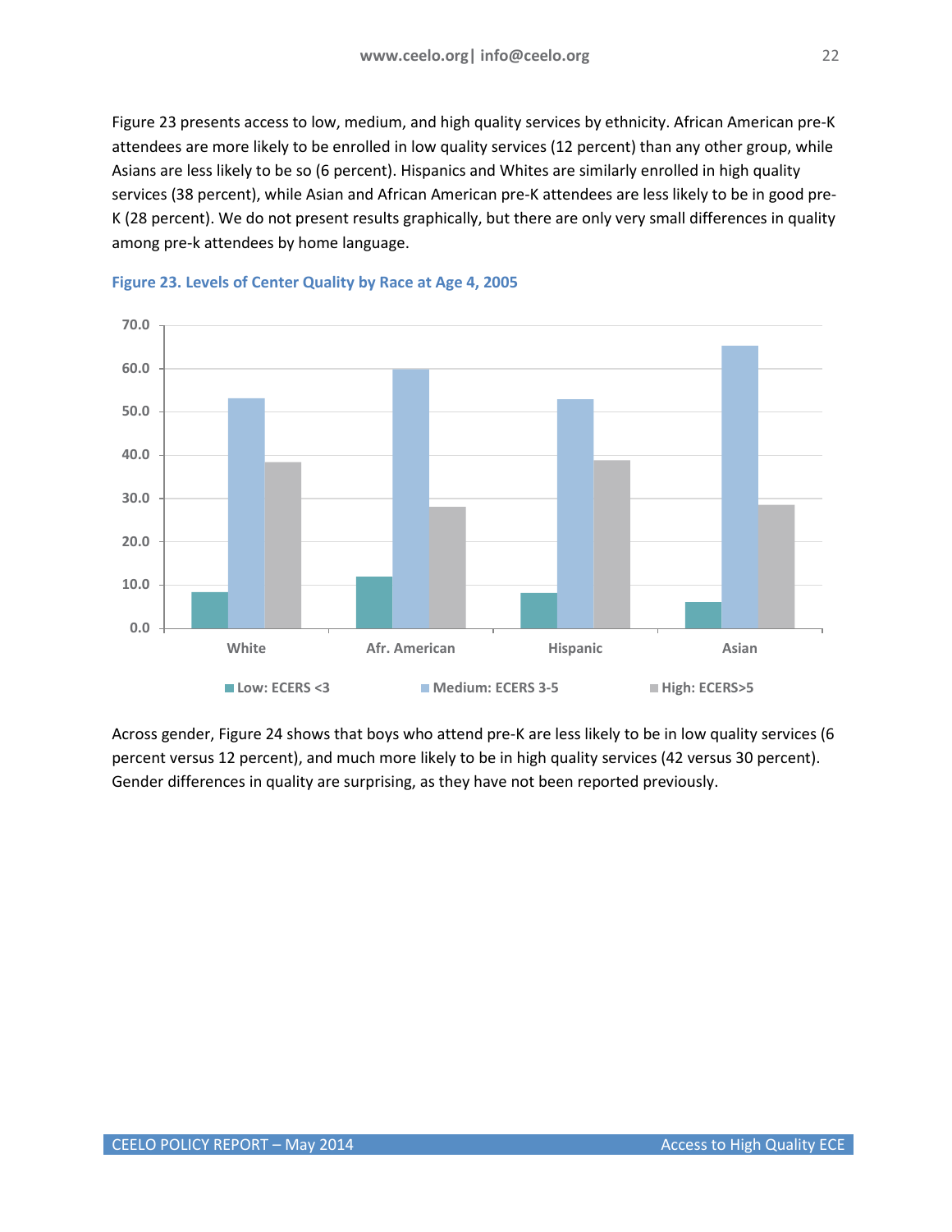Figure 23 presents access to low, medium, and high quality services by ethnicity. African American pre-K attendees are more likely to be enrolled in low quality services (12 percent) than any other group, while Asians are less likely to be so (6 percent). Hispanics and Whites are similarly enrolled in high quality services (38 percent), while Asian and African American pre-K attendees are less likely to be in good pre-K (28 percent). We do not present results graphically, but there are only very small differences in quality among pre-k attendees by home language.

**Figure 23. Levels of Center Quality by Race at Age 4, 2005**

Across gender, Figure 24 shows that boys who attend pre-K are less likely to be in low quality services (6 percent versus 12 percent), and much more likely to be in high quality services (42 versus 30 percent). Gender differences in quality are surprising, as they have not been reported previously.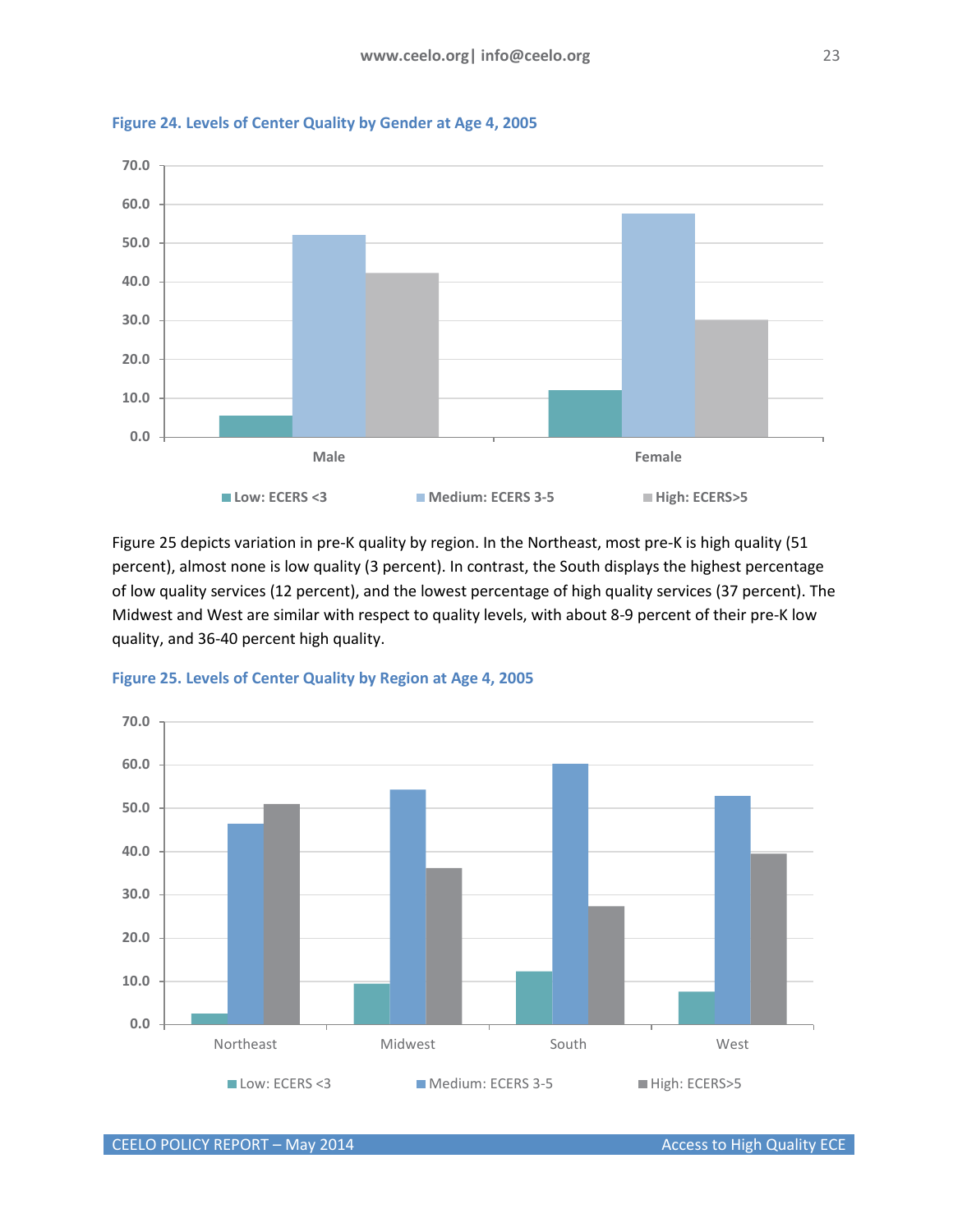**Figure 24. Levels of Center Quality by Gender at Age 4, 2005**

Figure 25 depicts variation in pre-K quality by region. In the Northeast, most pre-K is high quality (51 percent), almost none is low quality (3 percent). In contrast, the South displays the highest percentage of low quality services (12 percent), and the lowest percentage of high quality services (37 percent). The Midwest and West are similar with respect to quality levels, with about 8-9 percent of their pre-K low quality, and 36-40 percent high quality.

**Figure 25. Levels of Center Quality by Region at Age 4, 2005**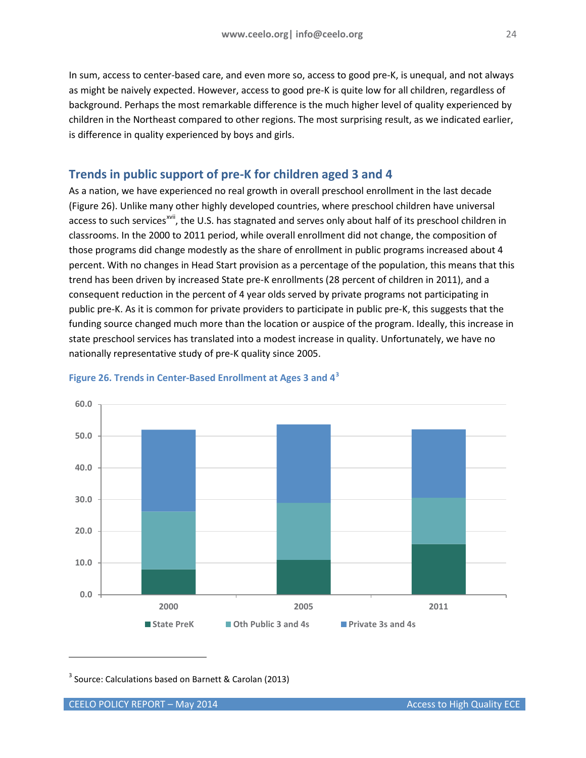In sum, access to center-based care, and even more so, access to good pre-K, is unequal, and not always as might be naively expected. However, access to good pre-K is quite low for all children, regardless of background. Perhaps the most remarkable difference is the much higher level of quality experienced by children in the Northeast compared to other regions. The most surprising result, as we indicated earlier, is difference in quality experienced by boys and girls.

## Trends in public support of pre-K for children aged 3 and 4

As a nation, we have experienced no real growth in overall preschool enrollment in the last decade (Figure 26). Unlike many other highly developed countries, where preschool children have universal access to such services[xvii], the U.S. has stagnated and serves only about half of its preschool children in classrooms. In the 2000 to 2011 period, while overall enrollment did not change, the composition of those programs did change modestly as the share of enrollment in public programs increased about 4 percent. With no changes in Head Start provision as a percentage of the population, this means that this trend has been driven by increased State pre-K enrollments (28 percent of children in 2011), and a consequent reduction in the percent of 4 year olds served by private programs not participating in public pre-K. As it is common for private providers to participate in public pre-K, this suggests that the funding source changed much more than the location or auspice of the program. Ideally, this increase in state preschool services has translated into a modest increase in quality. Unfortunately, we have no nationally representative study of pre-K quality since 2005.

**Figure 26. Trends in Center-Based Enrollment at Ages 3 and 4**[3]

[3] Source: Calculations based on Barnett & Carolan (2013)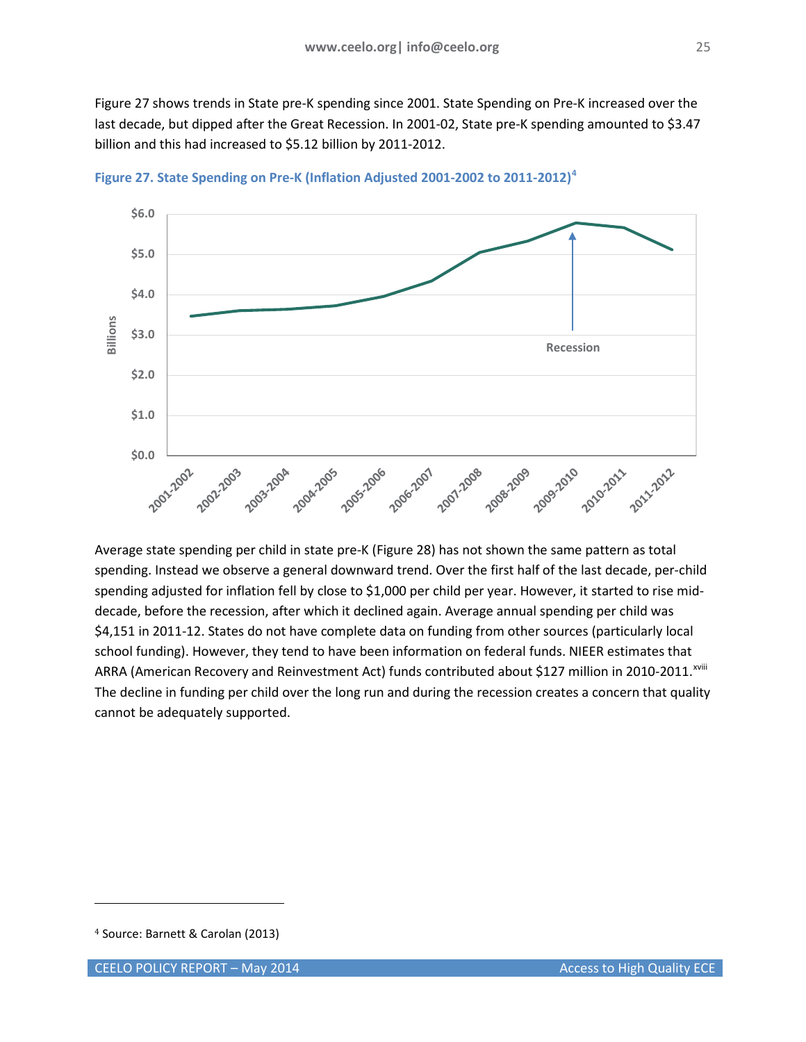Figure 27 shows trends in State pre-K spending since 2001. State Spending on Pre-K increased over the last decade, but dipped after the Great Recession. In 2001-02, State pre-K spending amounted to $3.47 billion and this had increased to $5.12 billion by 2011-2012.

**Figure 27. State Spending on Pre-K (Inflation Adjusted 2001-2002 to 2011-2012)[4]**

Average state spending per child in state pre-K (Figure 28) has not shown the same pattern as total spending. Instead we observe a general downward trend. Over the first half of the last decade, per-child spending adjusted for inflation fell by close to $1,000 per child per year. However, it started to rise mid-decade, before the recession, after which it declined again. Average annual spending per child was $4,151 in 2011-12. States do not have complete data on funding from other sources (particularly local school funding). However, they tend to have been information on federal funds. NIEER estimates that ARRA (American Recovery and Reinvestment Act) funds contributed about $127 million in 2010-2011.[xviii] The decline in funding per child over the long run and during the recession creates a concern that quality cannot be adequately supported.

---

[4] Source: Barnett & Carolan (2013)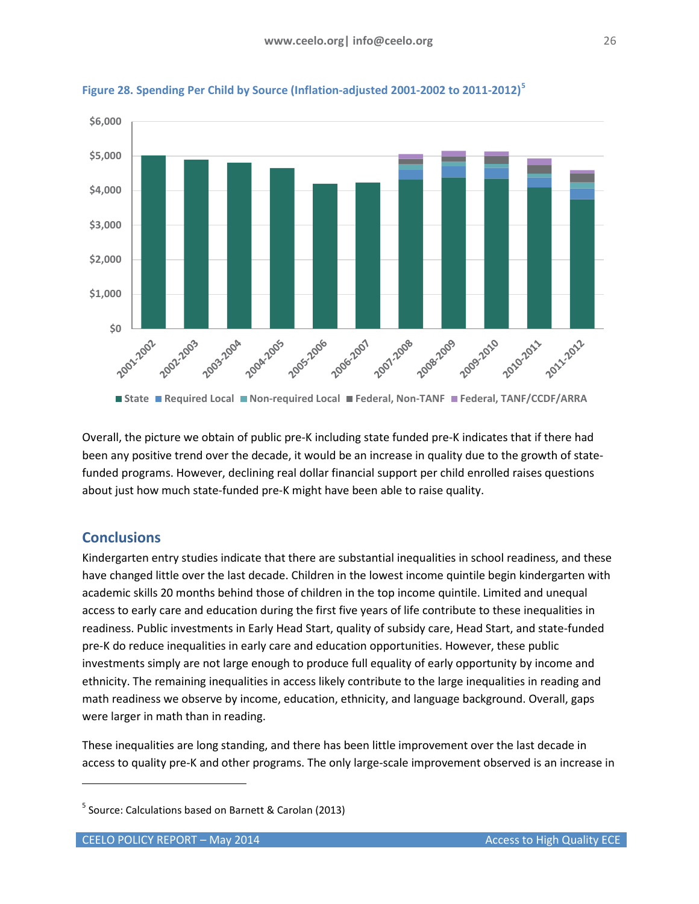Figure 28. Spending Per Child by Source (Inflation-adjusted 2001-2002 to 2011-2012)[5]

Overall, the picture we obtain of public pre-K including state funded pre-K indicates that if there had been any positive trend over the decade, it would be an increase in quality due to the growth of state-funded programs. However, declining real dollar financial support per child enrolled raises questions about just how much state-funded pre-K might have been able to raise quality.

## Conclusions

Kindergarten entry studies indicate that there are substantial inequalities in school readiness, and these have changed little over the last decade. Children in the lowest income quintile begin kindergarten with academic skills 20 months behind those of children in the top income quintile. Limited and unequal access to early care and education during the first five years of life contribute to these inequalities in readiness. Public investments in Early Head Start, quality of subsidy care, Head Start, and state-funded pre-K do reduce inequalities in early care and education opportunities. However, these public investments simply are not large enough to produce full equality of early opportunity by income and ethnicity. The remaining inequalities in access likely contribute to the large inequalities in reading and math readiness we observe by income, education, ethnicity, and language background. Overall, gaps were larger in math than in reading.

These inequalities are long standing, and there has been little improvement over the last decade in access to quality pre-K and other programs. The only large-scale improvement observed is an increase in

[5] Source: Calculations based on Barnett & Carolan (2013)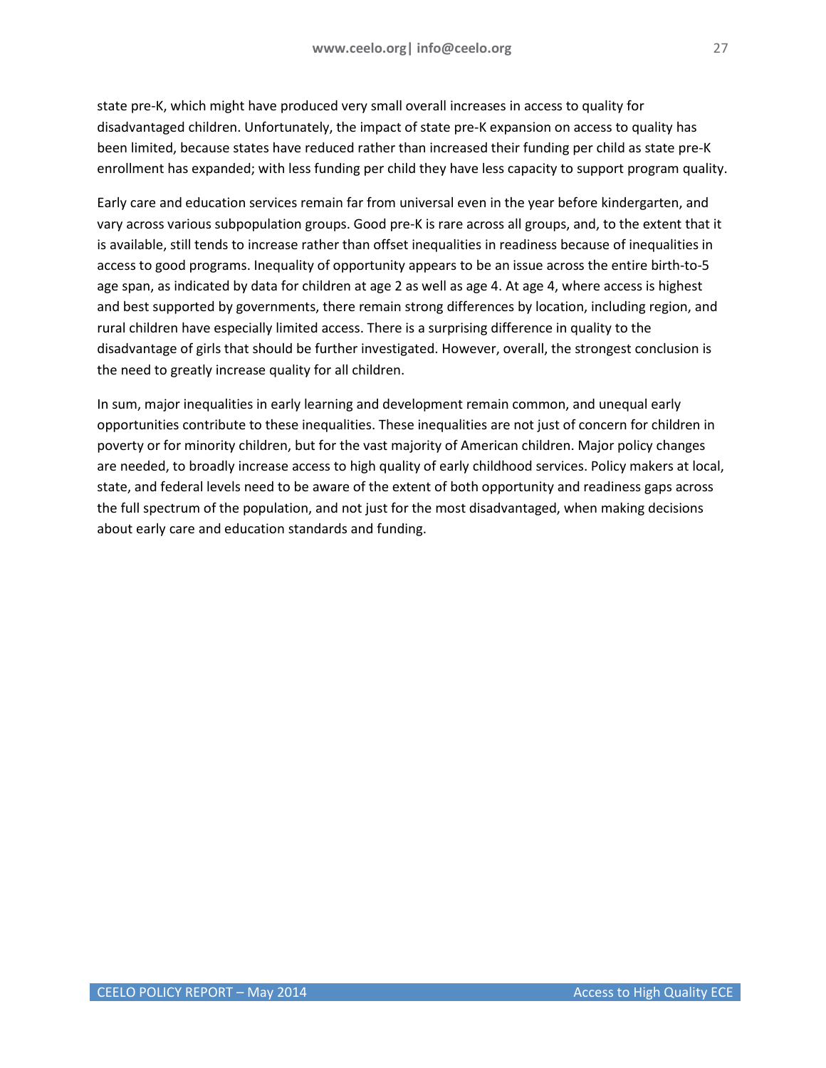state pre-K, which might have produced very small overall increases in access to quality for disadvantaged children. Unfortunately, the impact of state pre-K expansion on access to quality has been limited, because states have reduced rather than increased their funding per child as state pre-K enrollment has expanded; with less funding per child they have less capacity to support program quality.

Early care and education services remain far from universal even in the year before kindergarten, and vary across various subpopulation groups. Good pre-K is rare across all groups, and, to the extent that it is available, still tends to increase rather than offset inequalities in readiness because of inequalities in access to good programs. Inequality of opportunity appears to be an issue across the entire birth-to-5 age span, as indicated by data for children at age 2 as well as age 4. At age 4, where access is highest and best supported by governments, there remain strong differences by location, including region, and rural children have especially limited access. There is a surprising difference in quality to the disadvantage of girls that should be further investigated. However, overall, the strongest conclusion is the need to greatly increase quality for all children.

In sum, major inequalities in early learning and development remain common, and unequal early opportunities contribute to these inequalities. These inequalities are not just of concern for children in poverty or for minority children, but for the vast majority of American children. Major policy changes are needed, to broadly increase access to high quality of early childhood services. Policy makers at local, state, and federal levels need to be aware of the extent of both opportunity and readiness gaps across the full spectrum of the population, and not just for the most disadvantaged, when making decisions about early care and education standards and funding.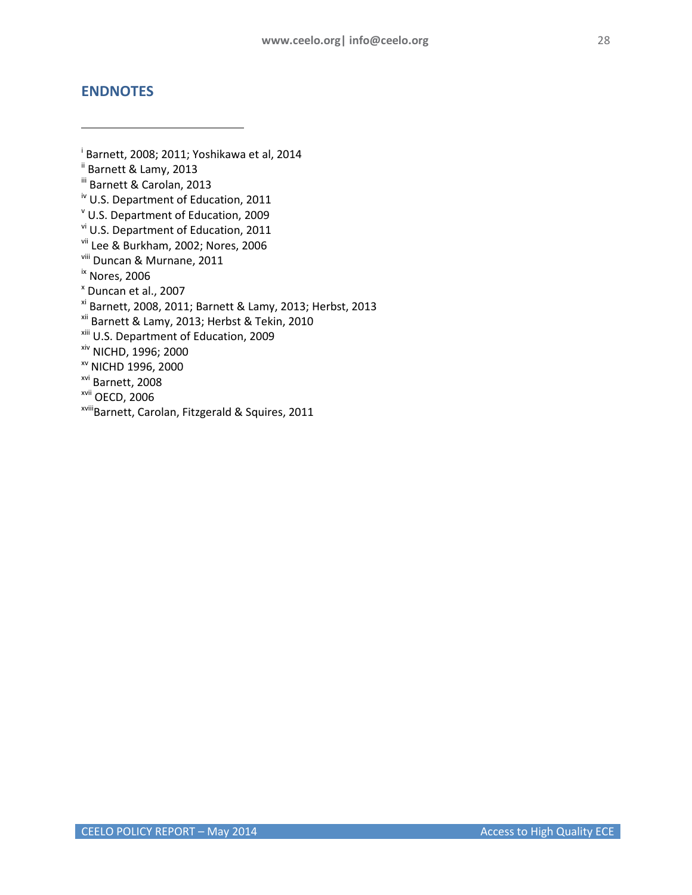## ENDNOTES

---

[i] Barnett, 2008; 2011; Yoshikawa et al, 2014
[ii] Barnett & Lamy, 2013
[iii] Barnett & Carolan, 2013
[iv] U.S. Department of Education, 2011
[v] U.S. Department of Education, 2009
[vi] U.S. Department of Education, 2011
[vii] Lee & Burkham, 2002; Nores, 2006
[viii] Duncan & Murnane, 2011
[ix] Nores, 2006
[x] Duncan et al., 2007
[xi] Barnett, 2008, 2011; Barnett & Lamy, 2013; Herbst, 2013
[xii] Barnett & Lamy, 2013; Herbst & Tekin, 2010
[xiii] U.S. Department of Education, 2009
[xiv] NICHD, 1996; 2000
[xv] NICHD 1996, 2000
[xvi] Barnett, 2008
[xvii] OECD, 2006
[xviii]Barnett, Carolan, Fitzgerald & Squires, 2011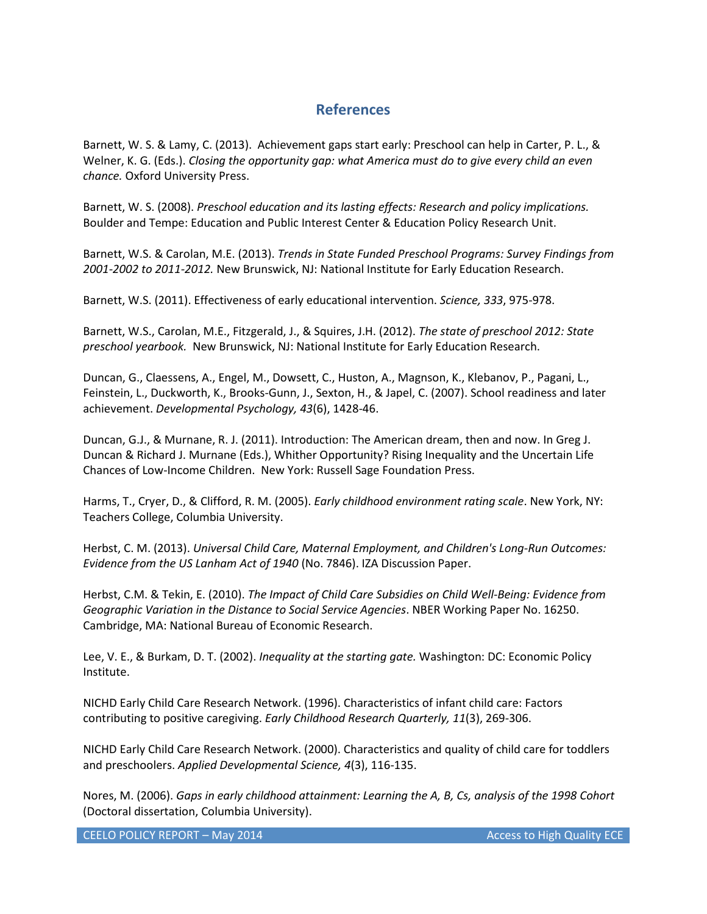## References

Barnett, W. S. & Lamy, C. (2013). Achievement gaps start early: Preschool can help in Carter, P. L., & Welner, K. G. (Eds.). *Closing the opportunity gap: what America must do to give every child an even chance.* Oxford University Press.

Barnett, W. S. (2008). *Preschool education and its lasting effects: Research and policy implications.* Boulder and Tempe: Education and Public Interest Center & Education Policy Research Unit.

Barnett, W.S. & Carolan, M.E. (2013). *Trends in State Funded Preschool Programs: Survey Findings from 2001-2002 to 2011-2012.* New Brunswick, NJ: National Institute for Early Education Research.

Barnett, W.S. (2011). Effectiveness of early educational intervention. *Science, 333*, 975-978.

Barnett, W.S., Carolan, M.E., Fitzgerald, J., & Squires, J.H. (2012). *The state of preschool 2012: State preschool yearbook.* New Brunswick, NJ: National Institute for Early Education Research.

Duncan, G., Claessens, A., Engel, M., Dowsett, C., Huston, A., Magnson, K., Klebanov, P., Pagani, L., Feinstein, L., Duckworth, K., Brooks-Gunn, J., Sexton, H., & Japel, C. (2007). School readiness and later achievement. *Developmental Psychology, 43*(6), 1428-46.

Duncan, G.J., & Murnane, R. J. (2011). Introduction: The American dream, then and now. In Greg J. Duncan & Richard J. Murnane (Eds.), Whither Opportunity? Rising Inequality and the Uncertain Life Chances of Low-Income Children. New York: Russell Sage Foundation Press.

Harms, T., Cryer, D., & Clifford, R. M. (2005). *Early childhood environment rating scale*. New York, NY: Teachers College, Columbia University.

Herbst, C. M. (2013). *Universal Child Care, Maternal Employment, and Children's Long-Run Outcomes: Evidence from the US Lanham Act of 1940* (No. 7846). IZA Discussion Paper.

Herbst, C.M. & Tekin, E. (2010). *The Impact of Child Care Subsidies on Child Well-Being: Evidence from Geographic Variation in the Distance to Social Service Agencies*. NBER Working Paper No. 16250. Cambridge, MA: National Bureau of Economic Research.

Lee, V. E., & Burkam, D. T. (2002). *Inequality at the starting gate.* Washington: DC: Economic Policy Institute.

NICHD Early Child Care Research Network. (1996). Characteristics of infant child care: Factors contributing to positive caregiving. *Early Childhood Research Quarterly, 11*(3), 269-306.

NICHD Early Child Care Research Network. (2000). Characteristics and quality of child care for toddlers and preschoolers. *Applied Developmental Science, 4*(3), 116-135.

Nores, M. (2006). *Gaps in early childhood attainment: Learning the A, B, Cs, analysis of the 1998 Cohort* (Doctoral dissertation, Columbia University).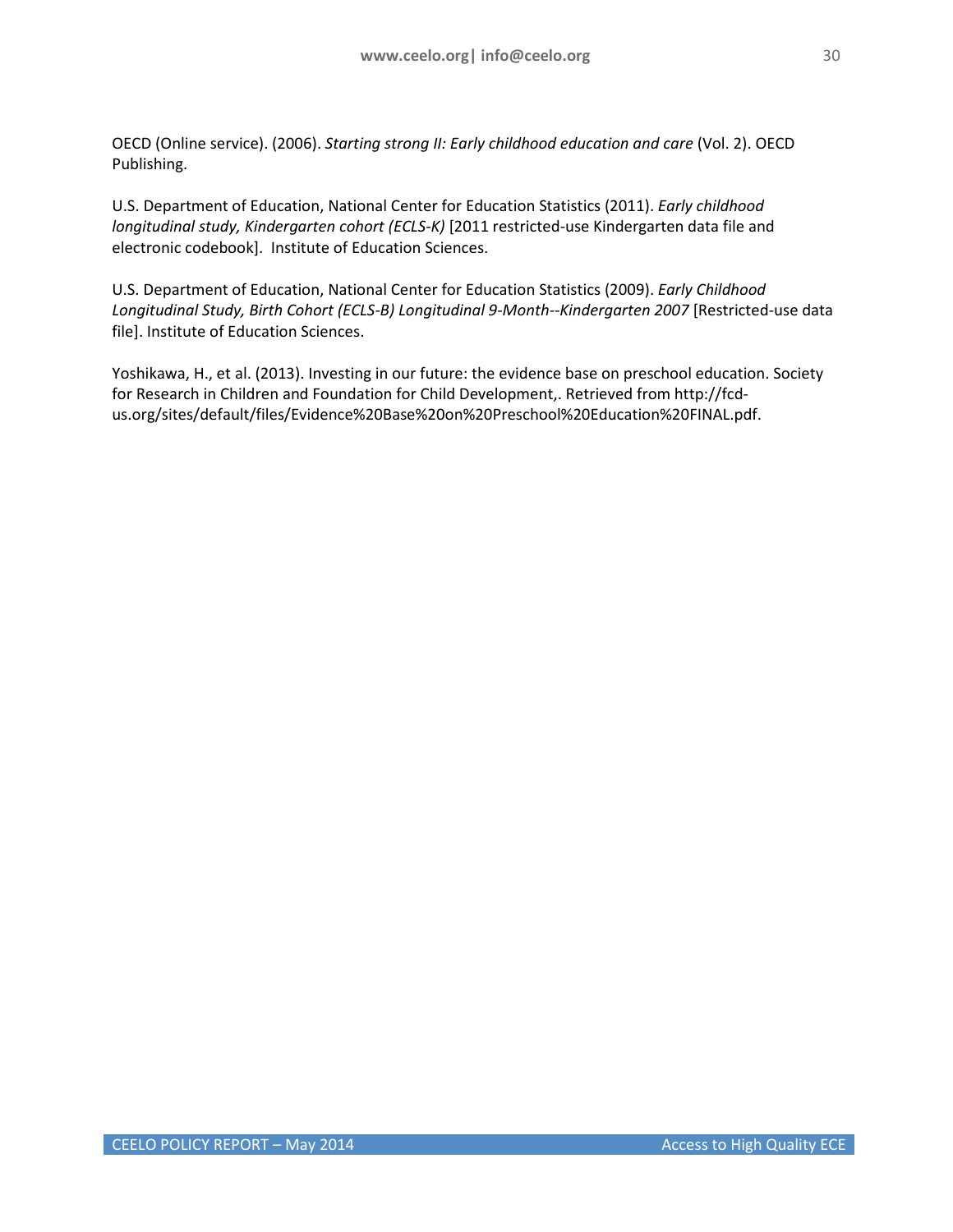OECD (Online service). (2006). *Starting strong II: Early childhood education and care* (Vol. 2). OECD Publishing.

U.S. Department of Education, National Center for Education Statistics (2011). *Early childhood longitudinal study, Kindergarten cohort (ECLS-K)* [2011 restricted-use Kindergarten data file and electronic codebook]. Institute of Education Sciences.

U.S. Department of Education, National Center for Education Statistics (2009). *Early Childhood Longitudinal Study, Birth Cohort (ECLS-B) Longitudinal 9-Month--Kindergarten 2007* [Restricted-use data file]. Institute of Education Sciences.

Yoshikawa, H., et al. (2013). Investing in our future: the evidence base on preschool education. Society for Research in Children and Foundation for Child Development,. Retrieved from http://fcd-us.org/sites/default/files/Evidence%20Base%20on%20Preschool%20Education%20FINAL.pdf.